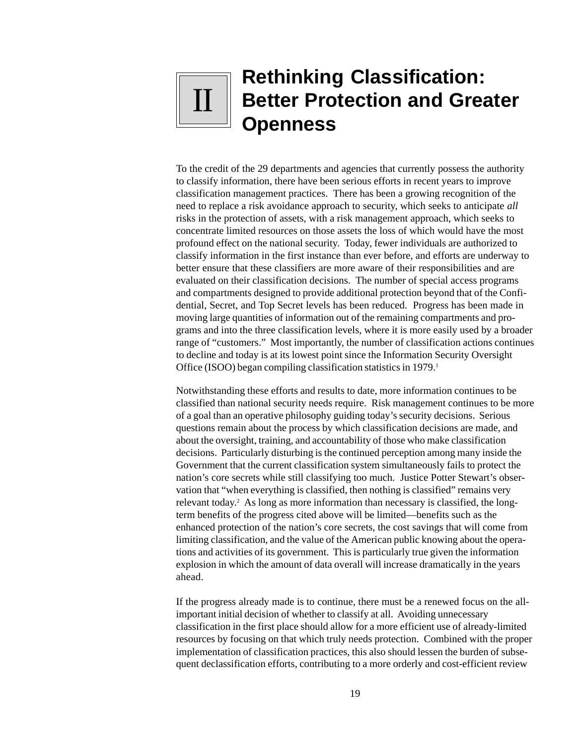# II Rethinking Classification: Better Protection and Greater Openness

To the credit of the 29 departments and agencies that currently possess the authority to classify information, there have been serious efforts in recent years to improve classification management practices. There has been a growing recognition of the need to replace a risk avoidance approach to security, which seeks to anticipate *all* risks in the protection of assets, with a risk management approach, which seeks to concentrate limited resources on those assets the loss of which would have the most profound effect on the national security. Today, fewer individuals are authorized to classify information in the first instance than ever before, and efforts are underway to better ensure that these classifiers are more aware of their responsibilities and are evaluated on their classification decisions. The number of special access programs and compartments designed to provide additional protection beyond that of the Confidential, Secret, and Top Secret levels has been reduced. Progress has been made in moving large quantities of information out of the remaining compartments and programs and into the three classification levels, where it is more easily used by a broader range of "customers." Most importantly, the number of classification actions continues to decline and today is at its lowest point since the Information Security Oversight Office (ISOO) began compiling classification statistics in 1979.[1]

Notwithstanding these efforts and results to date, more information continues to be classified than national security needs require. Risk management continues to be more of a goal than an operative philosophy guiding today's security decisions. Serious questions remain about the process by which classification decisions are made, and about the oversight, training, and accountability of those who make classification decisions. Particularly disturbing is the continued perception among many inside the Government that the current classification system simultaneously fails to protect the nation's core secrets while still classifying too much. Justice Potter Stewart's observation that "when everything is classified, then nothing is classified" remains very relevant today.[2] As long as more information than necessary is classified, the long-term benefits of the progress cited above will be limited—benefits such as the enhanced protection of the nation's core secrets, the cost savings that will come from limiting classification, and the value of the American public knowing about the operations and activities of its government. This is particularly true given the information explosion in which the amount of data overall will increase dramatically in the years ahead.

If the progress already made is to continue, there must be a renewed focus on the all-important initial decision of whether to classify at all. Avoiding unnecessary classification in the first place should allow for a more efficient use of already-limited resources by focusing on that which truly needs protection. Combined with the proper implementation of classification practices, this also should lessen the burden of subsequent declassification efforts, contributing to a more orderly and cost-efficient review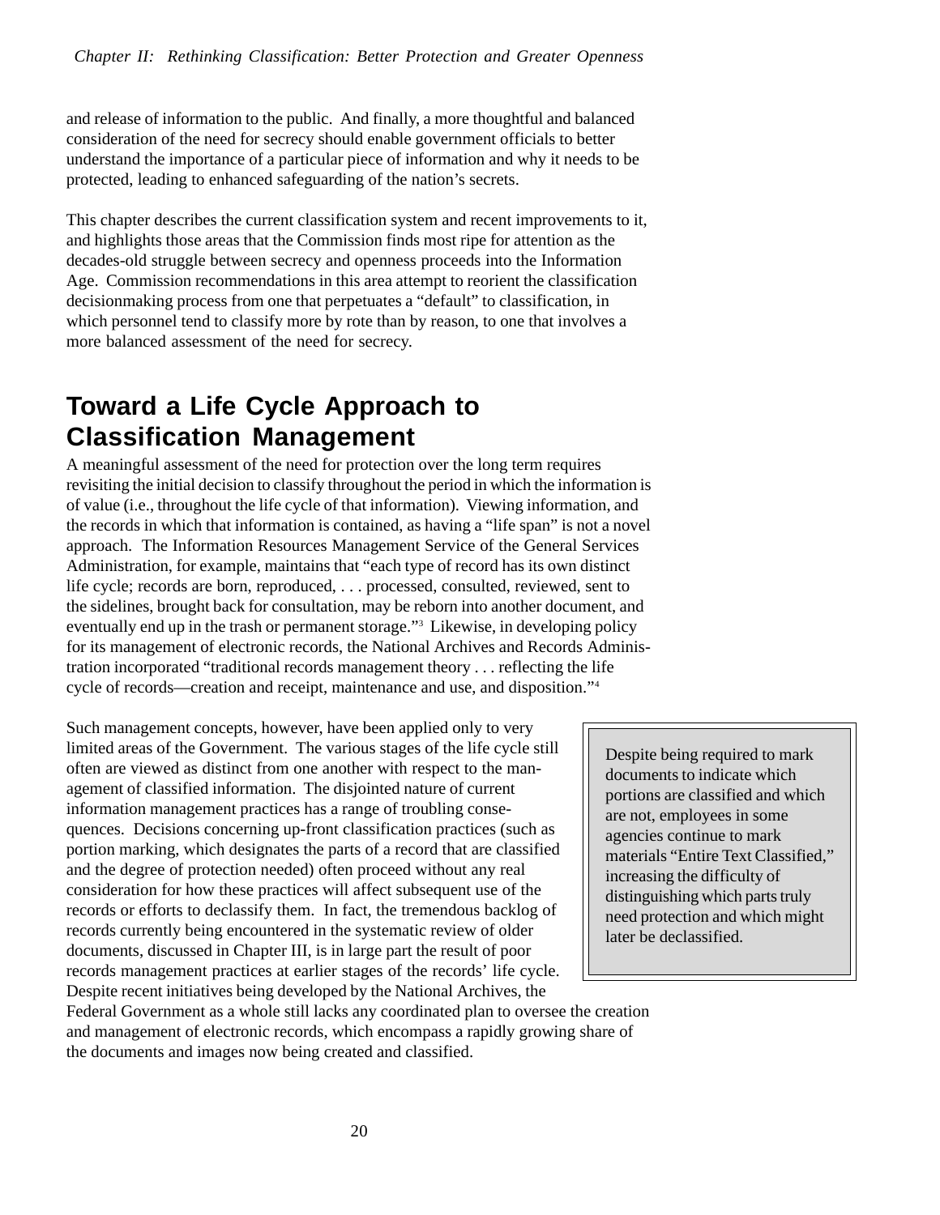and release of information to the public. And finally, a more thoughtful and balanced consideration of the need for secrecy should enable government officials to better understand the importance of a particular piece of information and why it needs to be protected, leading to enhanced safeguarding of the nation's secrets.

This chapter describes the current classification system and recent improvements to it, and highlights those areas that the Commission finds most ripe for attention as the decades-old struggle between secrecy and openness proceeds into the Information Age. Commission recommendations in this area attempt to reorient the classification decisionmaking process from one that perpetuates a "default" to classification, in which personnel tend to classify more by rote than by reason, to one that involves a more balanced assessment of the need for secrecy.

## Toward a Life Cycle Approach to Classification Management

A meaningful assessment of the need for protection over the long term requires revisiting the initial decision to classify throughout the period in which the information is of value (i.e., throughout the life cycle of that information). Viewing information, and the records in which that information is contained, as having a "life span" is not a novel approach. The Information Resources Management Service of the General Services Administration, for example, maintains that "each type of record has its own distinct life cycle; records are born, reproduced, . . . processed, consulted, reviewed, sent to the sidelines, brought back for consultation, may be reborn into another document, and eventually end up in the trash or permanent storage."[3] Likewise, in developing policy for its management of electronic records, the National Archives and Records Administration incorporated "traditional records management theory . . . reflecting the life cycle of records—creation and receipt, maintenance and use, and disposition."[4]

Such management concepts, however, have been applied only to very limited areas of the Government. The various stages of the life cycle still often are viewed as distinct from one another with respect to the management of classified information. The disjointed nature of current information management practices has a range of troubling consequences. Decisions concerning up-front classification practices (such as portion marking, which designates the parts of a record that are classified and the degree of protection needed) often proceed without any real consideration for how these practices will affect subsequent use of the records or efforts to declassify them. In fact, the tremendous backlog of records currently being encountered in the systematic review of older documents, discussed in Chapter III, is in large part the result of poor records management practices at earlier stages of the records' life cycle. Despite recent initiatives being developed by the National Archives, the Federal Government as a whole still lacks any coordinated plan to oversee the creation and management of electronic records, which encompass a rapidly growing share of the documents and images now being created and classified.

> Despite being required to mark documents to indicate which portions are classified and which are not, employees in some agencies continue to mark materials "Entire Text Classified," increasing the difficulty of distinguishing which parts truly need protection and which might later be declassified.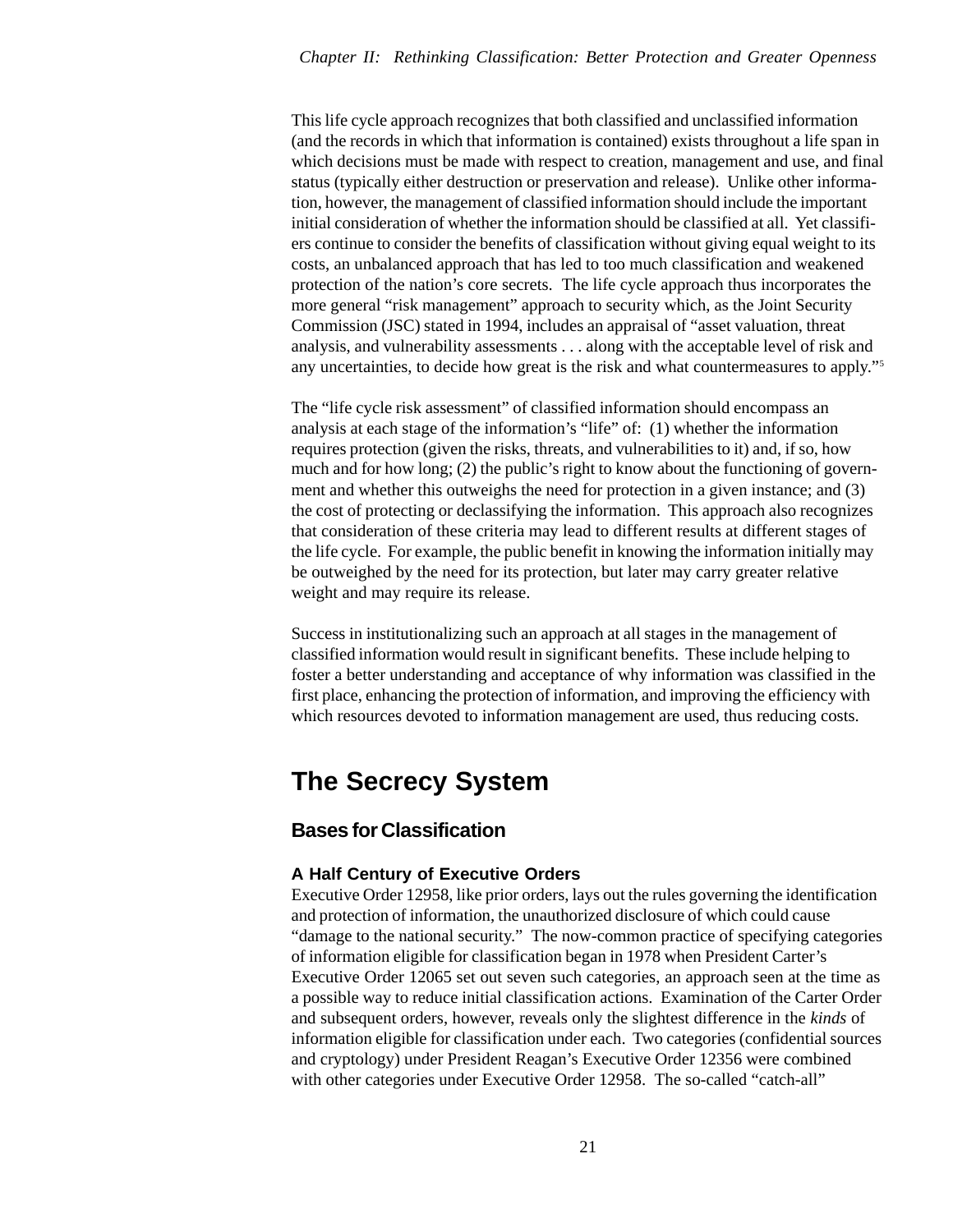This life cycle approach recognizes that both classified and unclassified information (and the records in which that information is contained) exists throughout a life span in which decisions must be made with respect to creation, management and use, and final status (typically either destruction or preservation and release). Unlike other information, however, the management of classified information should include the important initial consideration of whether the information should be classified at all. Yet classifiers continue to consider the benefits of classification without giving equal weight to its costs, an unbalanced approach that has led to too much classification and weakened protection of the nation's core secrets. The life cycle approach thus incorporates the more general "risk management" approach to security which, as the Joint Security Commission (JSC) stated in 1994, includes an appraisal of "asset valuation, threat analysis, and vulnerability assessments . . . along with the acceptable level of risk and any uncertainties, to decide how great is the risk and what countermeasures to apply."[5]

The "life cycle risk assessment" of classified information should encompass an analysis at each stage of the information's "life" of: (1) whether the information requires protection (given the risks, threats, and vulnerabilities to it) and, if so, how much and for how long; (2) the public's right to know about the functioning of government and whether this outweighs the need for protection in a given instance; and (3) the cost of protecting or declassifying the information. This approach also recognizes that consideration of these criteria may lead to different results at different stages of the life cycle. For example, the public benefit in knowing the information initially may be outweighed by the need for its protection, but later may carry greater relative weight and may require its release.

Success in institutionalizing such an approach at all stages in the management of classified information would result in significant benefits. These include helping to foster a better understanding and acceptance of why information was classified in the first place, enhancing the protection of information, and improving the efficiency with which resources devoted to information management are used, thus reducing costs.

# The Secrecy System

## Bases for Classification

### A Half Century of Executive Orders

Executive Order 12958, like prior orders, lays out the rules governing the identification and protection of information, the unauthorized disclosure of which could cause "damage to the national security." The now-common practice of specifying categories of information eligible for classification began in 1978 when President Carter's Executive Order 12065 set out seven such categories, an approach seen at the time as a possible way to reduce initial classification actions. Examination of the Carter Order and subsequent orders, however, reveals only the slightest difference in the *kinds* of information eligible for classification under each. Two categories (confidential sources and cryptology) under President Reagan's Executive Order 12356 were combined with other categories under Executive Order 12958. The so-called "catch-all"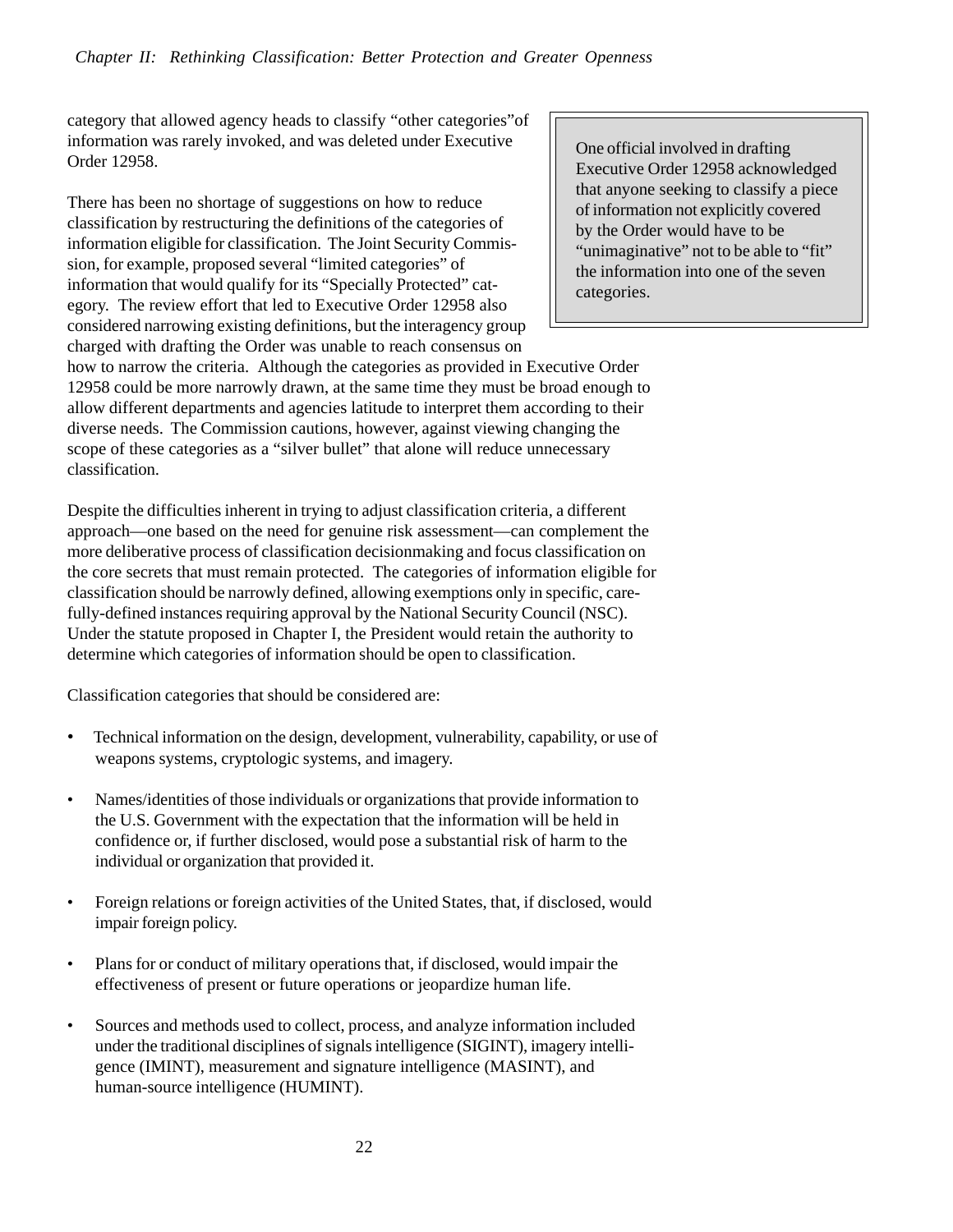category that allowed agency heads to classify "other categories"of information was rarely invoked, and was deleted under Executive Order 12958.

> One official involved in drafting Executive Order 12958 acknowledged that anyone seeking to classify a piece of information not explicitly covered by the Order would have to be "unimaginative" not to be able to "fit" the information into one of the seven categories.

There has been no shortage of suggestions on how to reduce classification by restructuring the definitions of the categories of information eligible for classification. The Joint Security Commission, for example, proposed several "limited categories" of information that would qualify for its "Specially Protected" category. The review effort that led to Executive Order 12958 also considered narrowing existing definitions, but the interagency group charged with drafting the Order was unable to reach consensus on how to narrow the criteria. Although the categories as provided in Executive Order 12958 could be more narrowly drawn, at the same time they must be broad enough to allow different departments and agencies latitude to interpret them according to their diverse needs. The Commission cautions, however, against viewing changing the scope of these categories as a "silver bullet" that alone will reduce unnecessary classification.

Despite the difficulties inherent in trying to adjust classification criteria, a different approach—one based on the need for genuine risk assessment—can complement the more deliberative process of classification decisionmaking and focus classification on the core secrets that must remain protected. The categories of information eligible for classification should be narrowly defined, allowing exemptions only in specific, carefully-defined instances requiring approval by the National Security Council (NSC). Under the statute proposed in Chapter I, the President would retain the authority to determine which categories of information should be open to classification.

Classification categories that should be considered are:

- Technical information on the design, development, vulnerability, capability, or use of weapons systems, cryptologic systems, and imagery.
- Names/identities of those individuals or organizations that provide information to the U.S. Government with the expectation that the information will be held in confidence or, if further disclosed, would pose a substantial risk of harm to the individual or organization that provided it.
- Foreign relations or foreign activities of the United States, that, if disclosed, would impair foreign policy.
- Plans for or conduct of military operations that, if disclosed, would impair the effectiveness of present or future operations or jeopardize human life.
- Sources and methods used to collect, process, and analyze information included under the traditional disciplines of signals intelligence (SIGINT), imagery intelligence (IMINT), measurement and signature intelligence (MASINT), and human-source intelligence (HUMINT).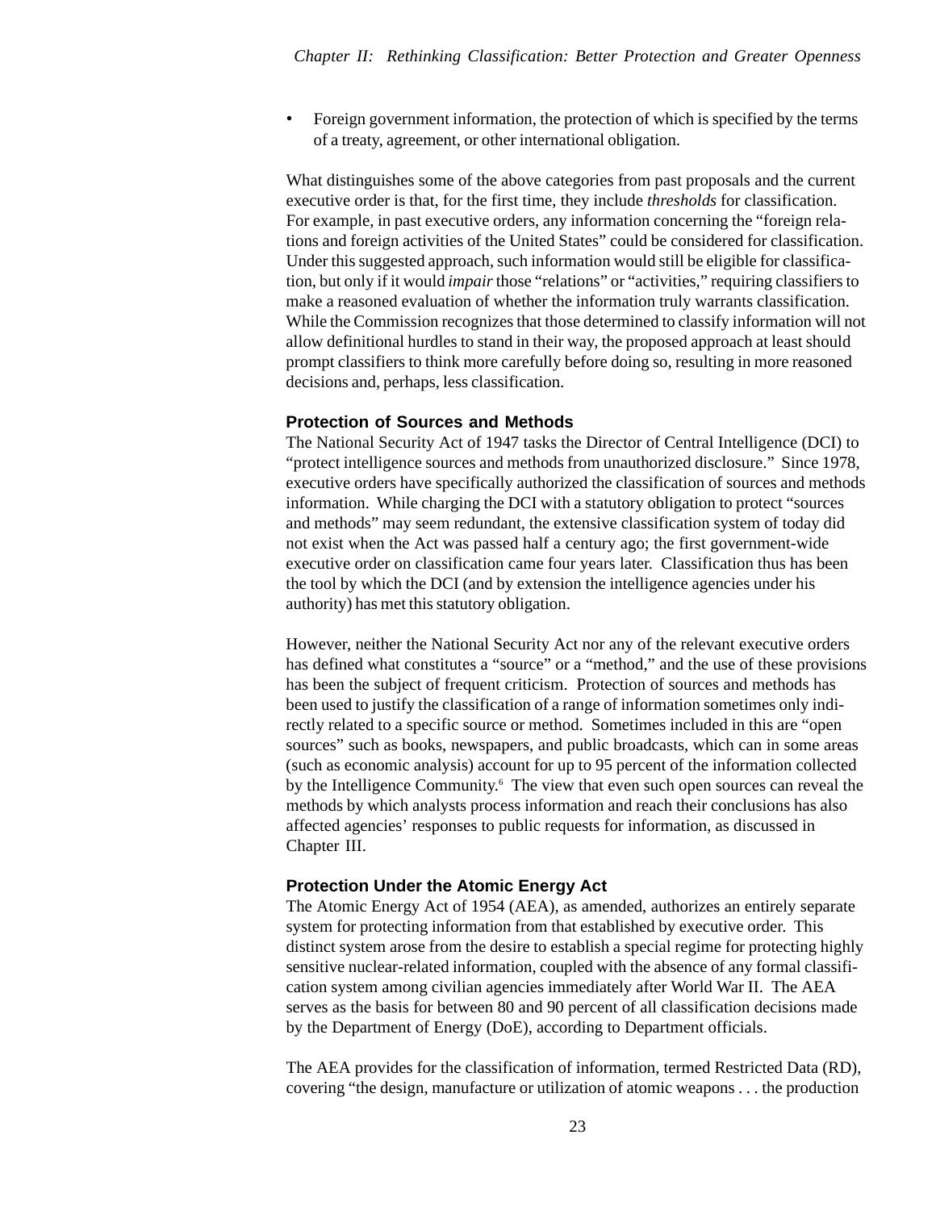- Foreign government information, the protection of which is specified by the terms of a treaty, agreement, or other international obligation.

What distinguishes some of the above categories from past proposals and the current executive order is that, for the first time, they include *thresholds* for classification. For example, in past executive orders, any information concerning the "foreign relations and foreign activities of the United States" could be considered for classification. Under this suggested approach, such information would still be eligible for classification, but only if it would *impair* those "relations" or "activities," requiring classifiers to make a reasoned evaluation of whether the information truly warrants classification. While the Commission recognizes that those determined to classify information will not allow definitional hurdles to stand in their way, the proposed approach at least should prompt classifiers to think more carefully before doing so, resulting in more reasoned decisions and, perhaps, less classification.

### Protection of Sources and Methods

The National Security Act of 1947 tasks the Director of Central Intelligence (DCI) to "protect intelligence sources and methods from unauthorized disclosure." Since 1978, executive orders have specifically authorized the classification of sources and methods information. While charging the DCI with a statutory obligation to protect "sources and methods" may seem redundant, the extensive classification system of today did not exist when the Act was passed half a century ago; the first government-wide executive order on classification came four years later. Classification thus has been the tool by which the DCI (and by extension the intelligence agencies under his authority) has met this statutory obligation.

However, neither the National Security Act nor any of the relevant executive orders has defined what constitutes a "source" or a "method," and the use of these provisions has been the subject of frequent criticism. Protection of sources and methods has been used to justify the classification of a range of information sometimes only indirectly related to a specific source or method. Sometimes included in this are "open sources" such as books, newspapers, and public broadcasts, which can in some areas (such as economic analysis) account for up to 95 percent of the information collected by the Intelligence Community.[6] The view that even such open sources can reveal the methods by which analysts process information and reach their conclusions has also affected agencies' responses to public requests for information, as discussed in Chapter III.

### Protection Under the Atomic Energy Act

The Atomic Energy Act of 1954 (AEA), as amended, authorizes an entirely separate system for protecting information from that established by executive order. This distinct system arose from the desire to establish a special regime for protecting highly sensitive nuclear-related information, coupled with the absence of any formal classification system among civilian agencies immediately after World War II. The AEA serves as the basis for between 80 and 90 percent of all classification decisions made by the Department of Energy (DoE), according to Department officials.

The AEA provides for the classification of information, termed Restricted Data (RD), covering "the design, manufacture or utilization of atomic weapons . . . the production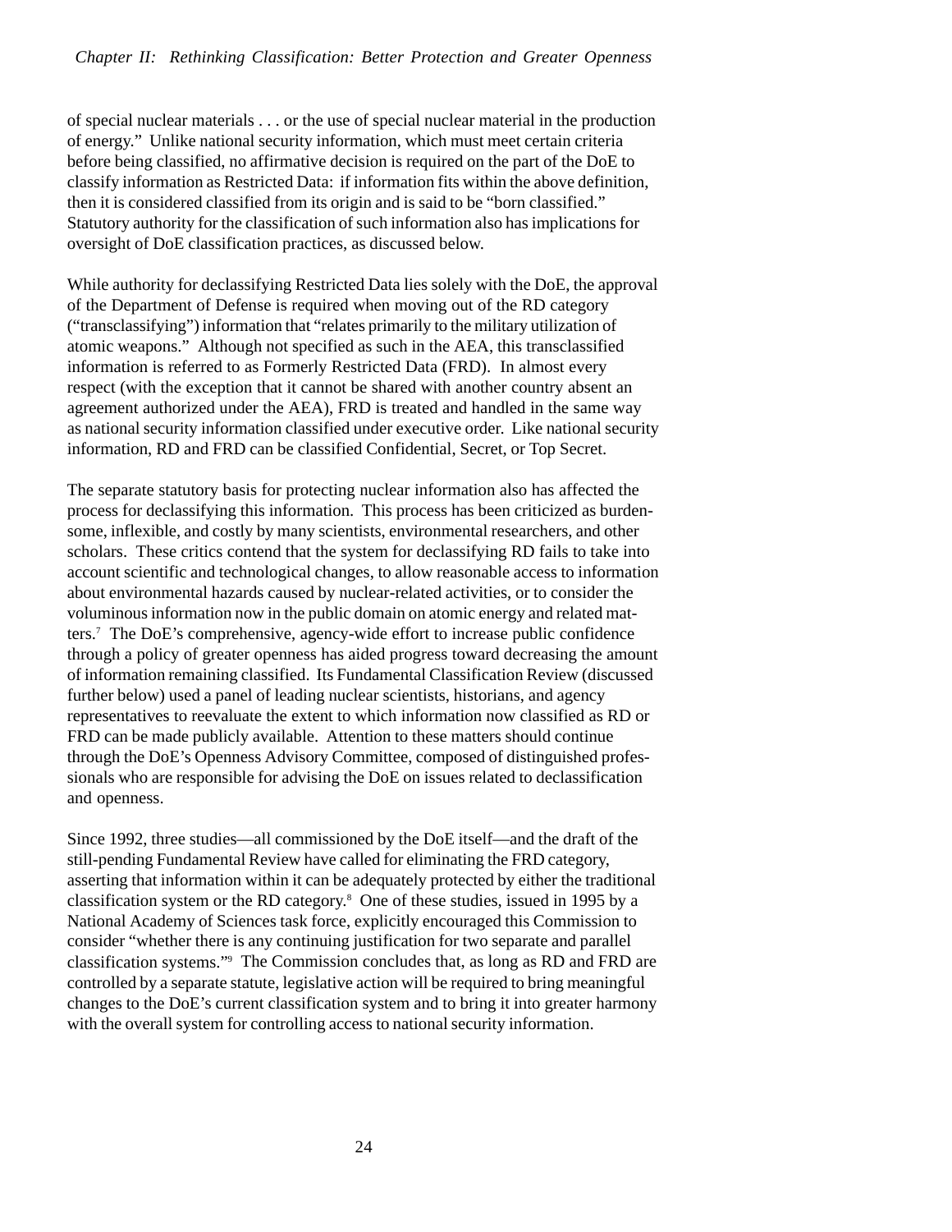of special nuclear materials . . . or the use of special nuclear material in the production of energy." Unlike national security information, which must meet certain criteria before being classified, no affirmative decision is required on the part of the DoE to classify information as Restricted Data: if information fits within the above definition, then it is considered classified from its origin and is said to be "born classified." Statutory authority for the classification of such information also has implications for oversight of DoE classification practices, as discussed below.

While authority for declassifying Restricted Data lies solely with the DoE, the approval of the Department of Defense is required when moving out of the RD category ("transclassifying") information that "relates primarily to the military utilization of atomic weapons." Although not specified as such in the AEA, this transclassified information is referred to as Formerly Restricted Data (FRD). In almost every respect (with the exception that it cannot be shared with another country absent an agreement authorized under the AEA), FRD is treated and handled in the same way as national security information classified under executive order. Like national security information, RD and FRD can be classified Confidential, Secret, or Top Secret.

The separate statutory basis for protecting nuclear information also has affected the process for declassifying this information. This process has been criticized as burdensome, inflexible, and costly by many scientists, environmental researchers, and other scholars. These critics contend that the system for declassifying RD fails to take into account scientific and technological changes, to allow reasonable access to information about environmental hazards caused by nuclear-related activities, or to consider the voluminous information now in the public domain on atomic energy and related matters.[7] The DoE's comprehensive, agency-wide effort to increase public confidence through a policy of greater openness has aided progress toward decreasing the amount of information remaining classified. Its Fundamental Classification Review (discussed further below) used a panel of leading nuclear scientists, historians, and agency representatives to reevaluate the extent to which information now classified as RD or FRD can be made publicly available. Attention to these matters should continue through the DoE's Openness Advisory Committee, composed of distinguished professionals who are responsible for advising the DoE on issues related to declassification and openness.

Since 1992, three studies—all commissioned by the DoE itself—and the draft of the still-pending Fundamental Review have called for eliminating the FRD category, asserting that information within it can be adequately protected by either the traditional classification system or the RD category.[8] One of these studies, issued in 1995 by a National Academy of Sciences task force, explicitly encouraged this Commission to consider "whether there is any continuing justification for two separate and parallel classification systems."[9] The Commission concludes that, as long as RD and FRD are controlled by a separate statute, legislative action will be required to bring meaningful changes to the DoE's current classification system and to bring it into greater harmony with the overall system for controlling access to national security information.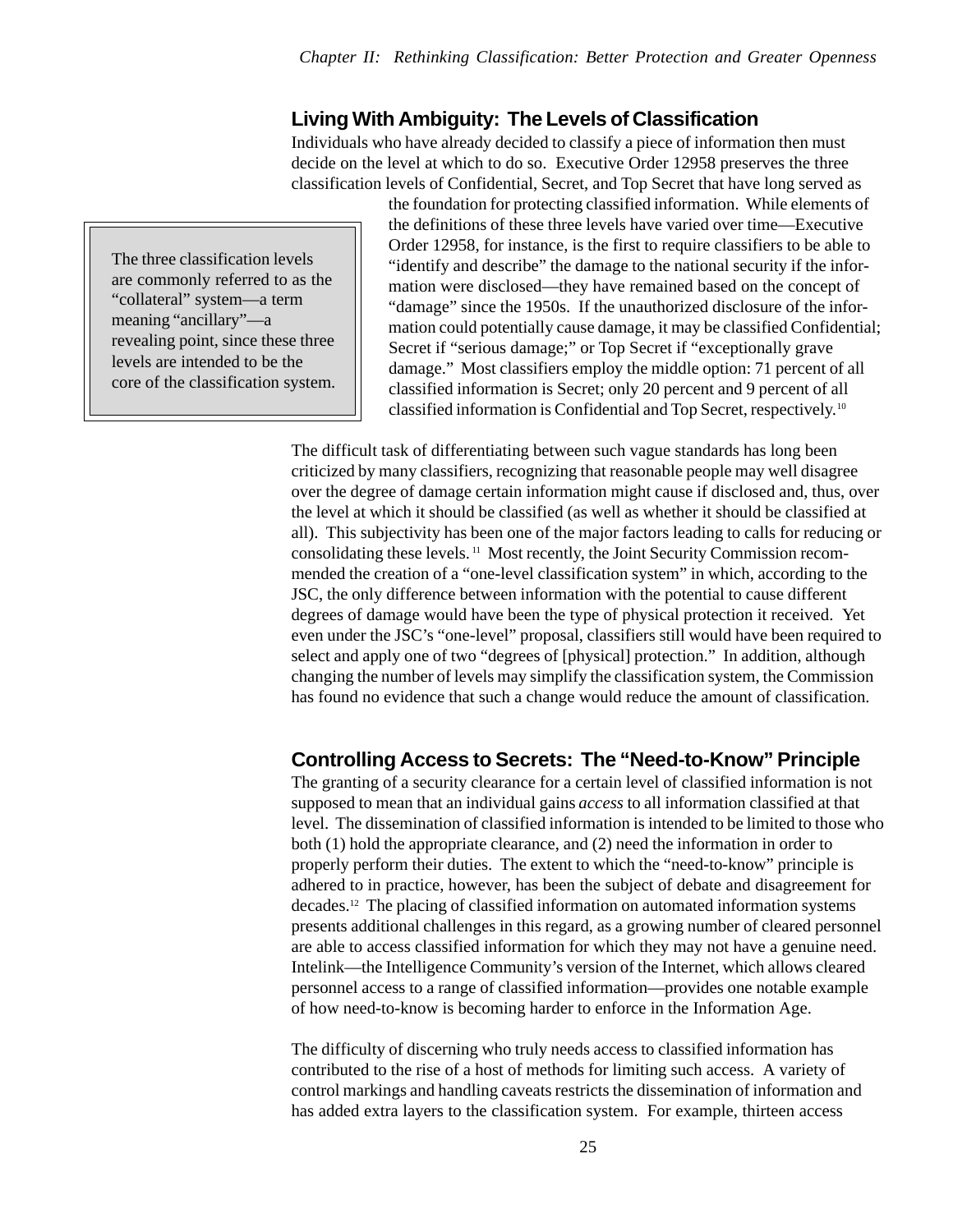## Living With Ambiguity: The Levels of Classification

Individuals who have already decided to classify a piece of information then must decide on the level at which to do so. Executive Order 12958 preserves the three classification levels of Confidential, Secret, and Top Secret that have long served as the foundation for protecting classified information. While elements of the definitions of these three levels have varied over time—Executive Order 12958, for instance, is the first to require classifiers to be able to "identify and describe" the damage to the national security if the information were disclosed—they have remained based on the concept of "damage" since the 1950s. If the unauthorized disclosure of the information could potentially cause damage, it may be classified Confidential; Secret if "serious damage;" or Top Secret if "exceptionally grave damage." Most classifiers employ the middle option: 71 percent of all classified information is Secret; only 20 percent and 9 percent of all classified information is Confidential and Top Secret, respectively.[10]

> The three classification levels are commonly referred to as the "collateral" system—a term meaning "ancillary"—a revealing point, since these three levels are intended to be the core of the classification system.

The difficult task of differentiating between such vague standards has long been criticized by many classifiers, recognizing that reasonable people may well disagree over the degree of damage certain information might cause if disclosed and, thus, over the level at which it should be classified (as well as whether it should be classified at all). This subjectivity has been one of the major factors leading to calls for reducing or consolidating these levels.[11] Most recently, the Joint Security Commission recommended the creation of a "one-level classification system" in which, according to the JSC, the only difference between information with the potential to cause different degrees of damage would have been the type of physical protection it received. Yet even under the JSC's "one-level" proposal, classifiers still would have been required to select and apply one of two "degrees of [physical] protection." In addition, although changing the number of levels may simplify the classification system, the Commission has found no evidence that such a change would reduce the amount of classification.

## Controlling Access to Secrets: The "Need-to-Know" Principle

The granting of a security clearance for a certain level of classified information is not supposed to mean that an individual gains *access* to all information classified at that level. The dissemination of classified information is intended to be limited to those who both (1) hold the appropriate clearance, and (2) need the information in order to properly perform their duties. The extent to which the "need-to-know" principle is adhered to in practice, however, has been the subject of debate and disagreement for decades.[12] The placing of classified information on automated information systems presents additional challenges in this regard, as a growing number of cleared personnel are able to access classified information for which they may not have a genuine need. Intelink—the Intelligence Community's version of the Internet, which allows cleared personnel access to a range of classified information—provides one notable example of how need-to-know is becoming harder to enforce in the Information Age.

The difficulty of discerning who truly needs access to classified information has contributed to the rise of a host of methods for limiting such access. A variety of control markings and handling caveats restricts the dissemination of information and has added extra layers to the classification system. For example, thirteen access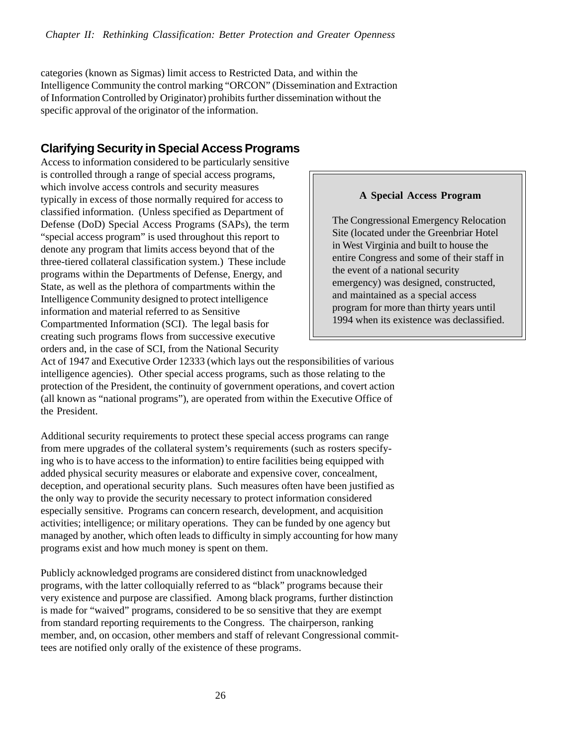categories (known as Sigmas) limit access to Restricted Data, and within the Intelligence Community the control marking "ORCON" (Dissemination and Extraction of Information Controlled by Originator) prohibits further dissemination without the specific approval of the originator of the information.

## Clarifying Security in Special Access Programs

Access to information considered to be particularly sensitive is controlled through a range of special access programs, which involve access controls and security measures typically in excess of those normally required for access to classified information. (Unless specified as Department of Defense (DoD) Special Access Programs (SAPs), the term "special access program" is used throughout this report to denote any program that limits access beyond that of the three-tiered collateral classification system.) These include programs within the Departments of Defense, Energy, and State, as well as the plethora of compartments within the Intelligence Community designed to protect intelligence information and material referred to as Sensitive Compartmented Information (SCI). The legal basis for creating such programs flows from successive executive orders and, in the case of SCI, from the National Security Act of 1947 and Executive Order 12333 (which lays out the responsibilities of various intelligence agencies). Other special access programs, such as those relating to the protection of the President, the continuity of government operations, and covert action (all known as "national programs"), are operated from within the Executive Office of the President.

> **A Special Access Program**
>
> The Congressional Emergency Relocation Site (located under the Greenbriar Hotel in West Virginia and built to house the entire Congress and some of their staff in the event of a national security emergency) was designed, constructed, and maintained as a special access program for more than thirty years until 1994 when its existence was declassified.

Additional security requirements to protect these special access programs can range from mere upgrades of the collateral system's requirements (such as rosters specifying who is to have access to the information) to entire facilities being equipped with added physical security measures or elaborate and expensive cover, concealment, deception, and operational security plans. Such measures often have been justified as the only way to provide the security necessary to protect information considered especially sensitive. Programs can concern research, development, and acquisition activities; intelligence; or military operations. They can be funded by one agency but managed by another, which often leads to difficulty in simply accounting for how many programs exist and how much money is spent on them.

Publicly acknowledged programs are considered distinct from unacknowledged programs, with the latter colloquially referred to as "black" programs because their very existence and purpose are classified. Among black programs, further distinction is made for "waived" programs, considered to be so sensitive that they are exempt from standard reporting requirements to the Congress. The chairperson, ranking member, and, on occasion, other members and staff of relevant Congressional committees are notified only orally of the existence of these programs.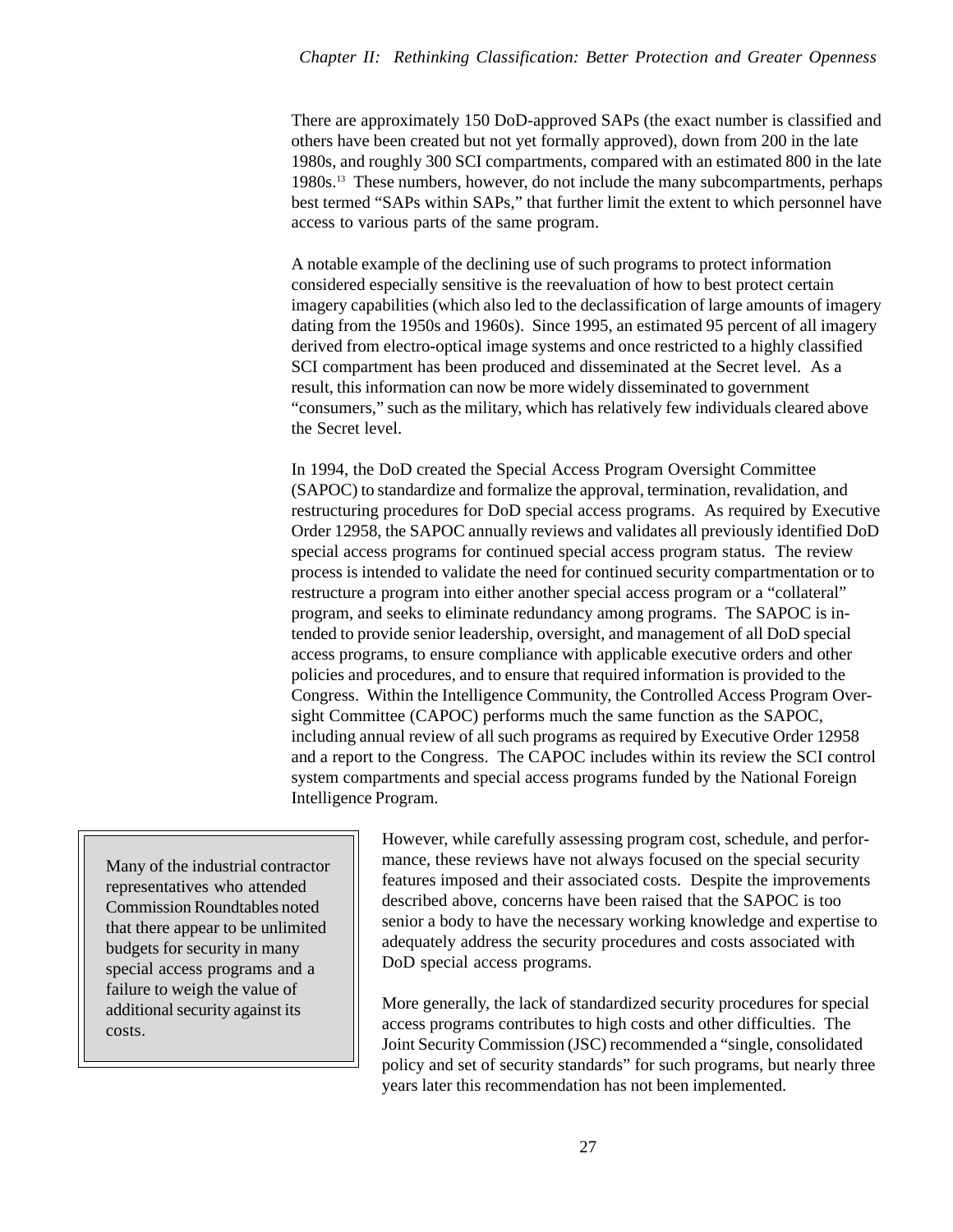There are approximately 150 DoD-approved SAPs (the exact number is classified and others have been created but not yet formally approved), down from 200 in the late 1980s, and roughly 300 SCI compartments, compared with an estimated 800 in the late 1980s.[13] These numbers, however, do not include the many subcompartments, perhaps best termed "SAPs within SAPs," that further limit the extent to which personnel have access to various parts of the same program.

A notable example of the declining use of such programs to protect information considered especially sensitive is the reevaluation of how to best protect certain imagery capabilities (which also led to the declassification of large amounts of imagery dating from the 1950s and 1960s). Since 1995, an estimated 95 percent of all imagery derived from electro-optical image systems and once restricted to a highly classified SCI compartment has been produced and disseminated at the Secret level. As a result, this information can now be more widely disseminated to government "consumers," such as the military, which has relatively few individuals cleared above the Secret level.

In 1994, the DoD created the Special Access Program Oversight Committee (SAPOC) to standardize and formalize the approval, termination, revalidation, and restructuring procedures for DoD special access programs. As required by Executive Order 12958, the SAPOC annually reviews and validates all previously identified DoD special access programs for continued special access program status. The review process is intended to validate the need for continued security compartmentation or to restructure a program into either another special access program or a "collateral" program, and seeks to eliminate redundancy among programs. The SAPOC is intended to provide senior leadership, oversight, and management of all DoD special access programs, to ensure compliance with applicable executive orders and other policies and procedures, and to ensure that required information is provided to the Congress. Within the Intelligence Community, the Controlled Access Program Oversight Committee (CAPOC) performs much the same function as the SAPOC, including annual review of all such programs as required by Executive Order 12958 and a report to the Congress. The CAPOC includes within its review the SCI control system compartments and special access programs funded by the National Foreign Intelligence Program.

> Many of the industrial contractor representatives who attended Commission Roundtables noted that there appear to be unlimited budgets for security in many special access programs and a failure to weigh the value of additional security against its costs.

However, while carefully assessing program cost, schedule, and performance, these reviews have not always focused on the special security features imposed and their associated costs. Despite the improvements described above, concerns have been raised that the SAPOC is too senior a body to have the necessary working knowledge and expertise to adequately address the security procedures and costs associated with DoD special access programs.

More generally, the lack of standardized security procedures for special access programs contributes to high costs and other difficulties. The Joint Security Commission (JSC) recommended a "single, consolidated policy and set of security standards" for such programs, but nearly three years later this recommendation has not been implemented.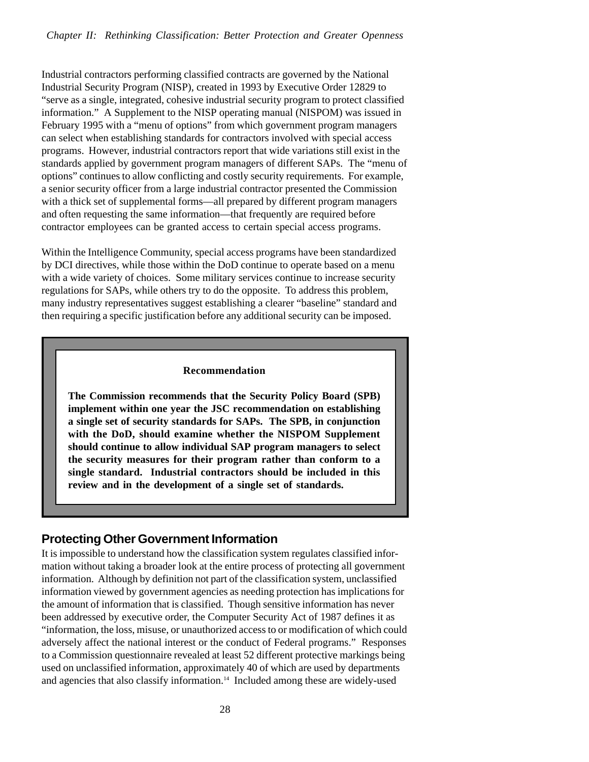Industrial contractors performing classified contracts are governed by the National Industrial Security Program (NISP), created in 1993 by Executive Order 12829 to "serve as a single, integrated, cohesive industrial security program to protect classified information." A Supplement to the NISP operating manual (NISPOM) was issued in February 1995 with a "menu of options" from which government program managers can select when establishing standards for contractors involved with special access programs. However, industrial contractors report that wide variations still exist in the standards applied by government program managers of different SAPs. The "menu of options" continues to allow conflicting and costly security requirements. For example, a senior security officer from a large industrial contractor presented the Commission with a thick set of supplemental forms—all prepared by different program managers and often requesting the same information—that frequently are required before contractor employees can be granted access to certain special access programs.

Within the Intelligence Community, special access programs have been standardized by DCI directives, while those within the DoD continue to operate based on a menu with a wide variety of choices. Some military services continue to increase security regulations for SAPs, while others try to do the opposite. To address this problem, many industry representatives suggest establishing a clearer "baseline" standard and then requiring a specific justification before any additional security can be imposed.

> **Recommendation**
>
> **The Commission recommends that the Security Policy Board (SPB) implement within one year the JSC recommendation on establishing a single set of security standards for SAPs. The SPB, in conjunction with the DoD, should examine whether the NISPOM Supplement should continue to allow individual SAP program managers to select the security measures for their program rather than conform to a single standard. Industrial contractors should be included in this review and in the development of a single set of standards.**

## Protecting Other Government Information

It is impossible to understand how the classification system regulates classified information without taking a broader look at the entire process of protecting all government information. Although by definition not part of the classification system, unclassified information viewed by government agencies as needing protection has implications for the amount of information that is classified. Though sensitive information has never been addressed by executive order, the Computer Security Act of 1987 defines it as "information, the loss, misuse, or unauthorized access to or modification of which could adversely affect the national interest or the conduct of Federal programs." Responses to a Commission questionnaire revealed at least 52 different protective markings being used on unclassified information, approximately 40 of which are used by departments and agencies that also classify information.[14] Included among these are widely-used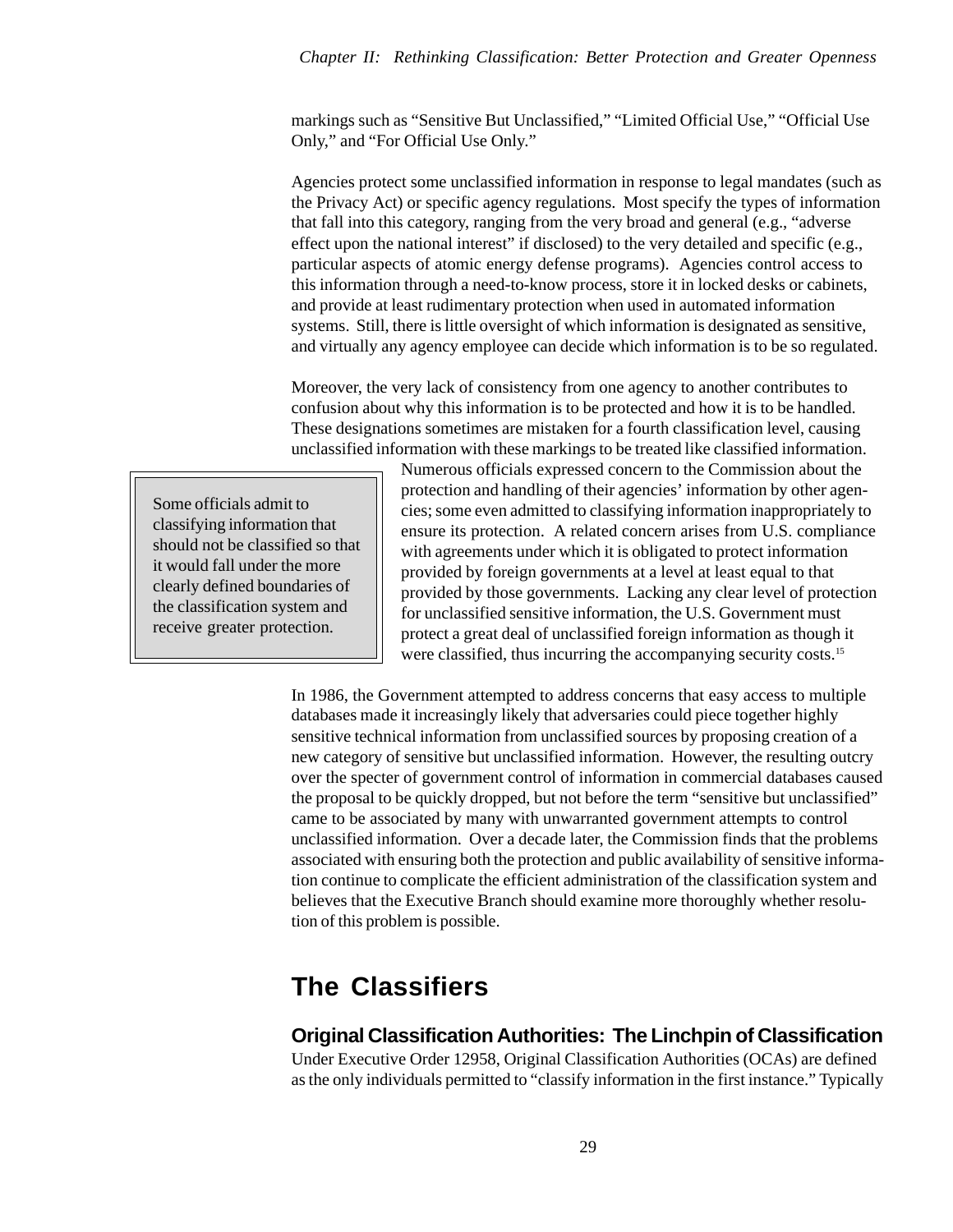markings such as "Sensitive But Unclassified," "Limited Official Use," "Official Use Only," and "For Official Use Only."

Agencies protect some unclassified information in response to legal mandates (such as the Privacy Act) or specific agency regulations. Most specify the types of information that fall into this category, ranging from the very broad and general (e.g., "adverse effect upon the national interest" if disclosed) to the very detailed and specific (e.g., particular aspects of atomic energy defense programs). Agencies control access to this information through a need-to-know process, store it in locked desks or cabinets, and provide at least rudimentary protection when used in automated information systems. Still, there is little oversight of which information is designated as sensitive, and virtually any agency employee can decide which information is to be so regulated.

Moreover, the very lack of consistency from one agency to another contributes to confusion about why this information is to be protected and how it is to be handled. These designations sometimes are mistaken for a fourth classification level, causing unclassified information with these markings to be treated like classified information. Numerous officials expressed concern to the Commission about the protection and handling of their agencies' information by other agencies; some even admitted to classifying information inappropriately to ensure its protection. A related concern arises from U.S. compliance with agreements under which it is obligated to protect information provided by foreign governments at a level at least equal to that provided by those governments. Lacking any clear level of protection for unclassified sensitive information, the U.S. Government must protect a great deal of unclassified foreign information as though it were classified, thus incurring the accompanying security costs.[15]

> Some officials admit to classifying information that should not be classified so that it would fall under the more clearly defined boundaries of the classification system and receive greater protection.

In 1986, the Government attempted to address concerns that easy access to multiple databases made it increasingly likely that adversaries could piece together highly sensitive technical information from unclassified sources by proposing creation of a new category of sensitive but unclassified information. However, the resulting outcry over the specter of government control of information in commercial databases caused the proposal to be quickly dropped, but not before the term "sensitive but unclassified" came to be associated by many with unwarranted government attempts to control unclassified information. Over a decade later, the Commission finds that the problems associated with ensuring both the protection and public availability of sensitive information continue to complicate the efficient administration of the classification system and believes that the Executive Branch should examine more thoroughly whether resolution of this problem is possible.

## The Classifiers

### Original Classification Authorities: The Linchpin of Classification

Under Executive Order 12958, Original Classification Authorities (OCAs) are defined as the only individuals permitted to "classify information in the first instance." Typically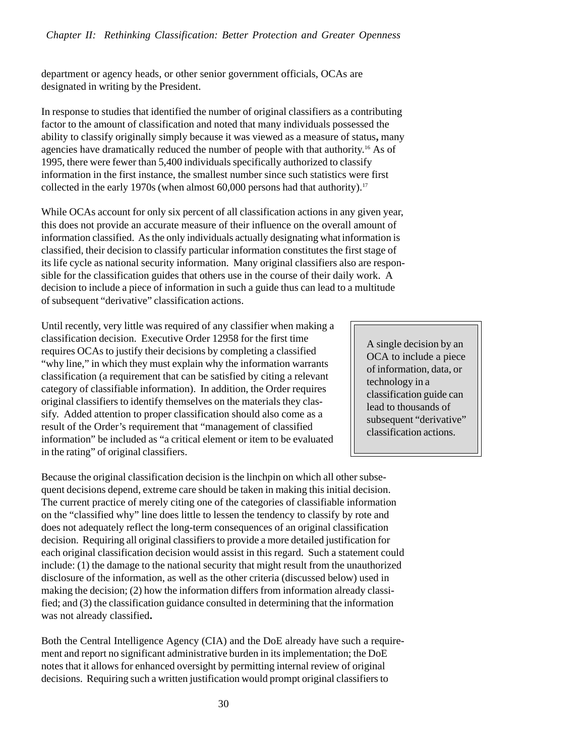department or agency heads, or other senior government officials, OCAs are designated in writing by the President.

In response to studies that identified the number of original classifiers as a contributing factor to the amount of classification and noted that many individuals possessed the ability to classify originally simply because it was viewed as a measure of status**,** many agencies have dramatically reduced the number of people with that authority.[16] As of 1995, there were fewer than 5,400 individuals specifically authorized to classify information in the first instance, the smallest number since such statistics were first collected in the early 1970s (when almost 60,000 persons had that authority).[17]

While OCAs account for only six percent of all classification actions in any given year, this does not provide an accurate measure of their influence on the overall amount of information classified. As the only individuals actually designating what information is classified, their decision to classify particular information constitutes the first stage of its life cycle as national security information. Many original classifiers also are responsible for the classification guides that others use in the course of their daily work. A decision to include a piece of information in such a guide thus can lead to a multitude of subsequent "derivative" classification actions.

Until recently, very little was required of any classifier when making a classification decision. Executive Order 12958 for the first time requires OCAs to justify their decisions by completing a classified "why line," in which they must explain why the information warrants classification (a requirement that can be satisfied by citing a relevant category of classifiable information). In addition, the Order requires original classifiers to identify themselves on the materials they classify. Added attention to proper classification should also come as a result of the Order's requirement that "management of classified information" be included as "a critical element or item to be evaluated in the rating" of original classifiers.

> A single decision by an OCA to include a piece of information, data, or technology in a classification guide can lead to thousands of subsequent "derivative" classification actions.

Because the original classification decision is the linchpin on which all other subsequent decisions depend, extreme care should be taken in making this initial decision. The current practice of merely citing one of the categories of classifiable information on the "classified why" line does little to lessen the tendency to classify by rote and does not adequately reflect the long-term consequences of an original classification decision. Requiring all original classifiers to provide a more detailed justification for each original classification decision would assist in this regard. Such a statement could include: (1) the damage to the national security that might result from the unauthorized disclosure of the information, as well as the other criteria (discussed below) used in making the decision; (2) how the information differs from information already classified; and (3) the classification guidance consulted in determining that the information was not already classified**.**

Both the Central Intelligence Agency (CIA) and the DoE already have such a requirement and report no significant administrative burden in its implementation; the DoE notes that it allows for enhanced oversight by permitting internal review of original decisions. Requiring such a written justification would prompt original classifiers to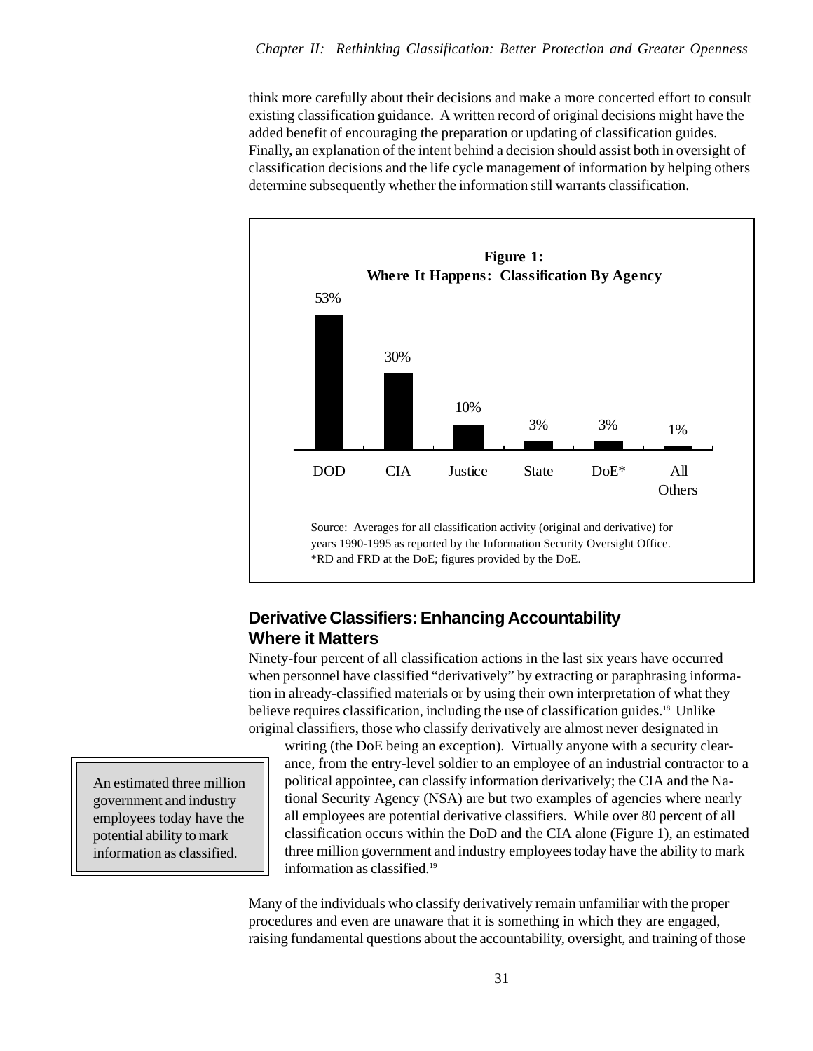think more carefully about their decisions and make a more concerted effort to consult existing classification guidance. A written record of original decisions might have the added benefit of encouraging the preparation or updating of classification guides. Finally, an explanation of the intent behind a decision should assist both in oversight of classification decisions and the life cycle management of information by helping others determine subsequently whether the information still warrants classification.

**Figure 1:**
**Where It Happens: Classification By Agency**

| Agency | Percent |
|---|---|
| DOD | 53% |
| CIA | 30% |
| Justice | 10% |
| State | 3% |
| DoE* | 3% |
| All Others | 1% |

Source: Averages for all classification activity (original and derivative) for years 1990-1995 as reported by the Information Security Oversight Office.
*RD and FRD at the DoE; figures provided by the DoE.

## Derivative Classifiers: Enhancing Accountability Where it Matters

Ninety-four percent of all classification actions in the last six years have occurred when personnel have classified "derivatively" by extracting or paraphrasing information in already-classified materials or by using their own interpretation of what they believe requires classification, including the use of classification guides.[18] Unlike original classifiers, those who classify derivatively are almost never designated in writing (the DoE being an exception). Virtually anyone with a security clearance, from the entry-level soldier to an employee of an industrial contractor to a political appointee, can classify information derivatively; the CIA and the National Security Agency (NSA) are but two examples of agencies where nearly all employees are potential derivative classifiers. While over 80 percent of all classification occurs within the DoD and the CIA alone (Figure 1), an estimated three million government and industry employees today have the ability to mark information as classified.[19]

> An estimated three million government and industry employees today have the potential ability to mark information as classified.

Many of the individuals who classify derivatively remain unfamiliar with the proper procedures and even are unaware that it is something in which they are engaged, raising fundamental questions about the accountability, oversight, and training of those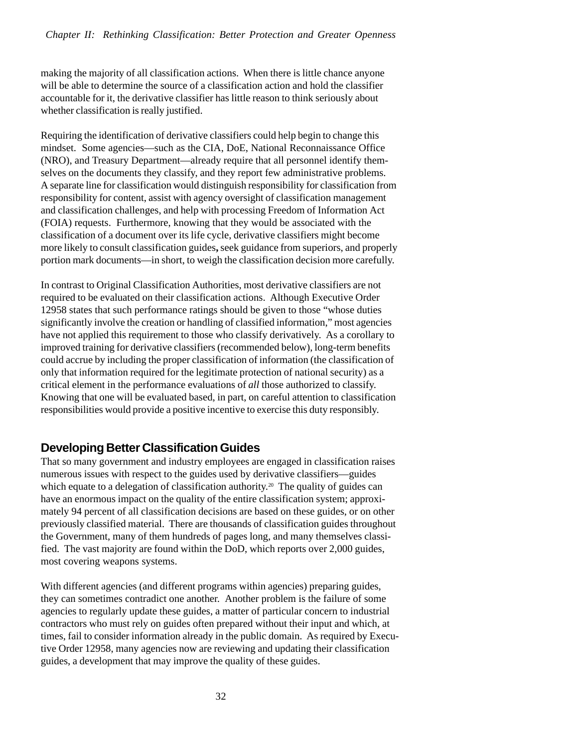making the majority of all classification actions. When there is little chance anyone will be able to determine the source of a classification action and hold the classifier accountable for it, the derivative classifier has little reason to think seriously about whether classification is really justified.

Requiring the identification of derivative classifiers could help begin to change this mindset. Some agencies—such as the CIA, DoE, National Reconnaissance Office (NRO), and Treasury Department—already require that all personnel identify themselves on the documents they classify, and they report few administrative problems. A separate line for classification would distinguish responsibility for classification from responsibility for content, assist with agency oversight of classification management and classification challenges, and help with processing Freedom of Information Act (FOIA) requests. Furthermore, knowing that they would be associated with the classification of a document over its life cycle, derivative classifiers might become more likely to consult classification guides**,** seek guidance from superiors, and properly portion mark documents—in short, to weigh the classification decision more carefully.

In contrast to Original Classification Authorities, most derivative classifiers are not required to be evaluated on their classification actions. Although Executive Order 12958 states that such performance ratings should be given to those "whose duties significantly involve the creation or handling of classified information," most agencies have not applied this requirement to those who classify derivatively. As a corollary to improved training for derivative classifiers (recommended below), long-term benefits could accrue by including the proper classification of information (the classification of only that information required for the legitimate protection of national security) as a critical element in the performance evaluations of *all* those authorized to classify. Knowing that one will be evaluated based, in part, on careful attention to classification responsibilities would provide a positive incentive to exercise this duty responsibly.

## Developing Better Classification Guides

That so many government and industry employees are engaged in classification raises numerous issues with respect to the guides used by derivative classifiers—guides which equate to a delegation of classification authority.[20] The quality of guides can have an enormous impact on the quality of the entire classification system; approximately 94 percent of all classification decisions are based on these guides, or on other previously classified material. There are thousands of classification guides throughout the Government, many of them hundreds of pages long, and many themselves classified. The vast majority are found within the DoD, which reports over 2,000 guides, most covering weapons systems.

With different agencies (and different programs within agencies) preparing guides, they can sometimes contradict one another. Another problem is the failure of some agencies to regularly update these guides, a matter of particular concern to industrial contractors who must rely on guides often prepared without their input and which, at times, fail to consider information already in the public domain. As required by Executive Order 12958, many agencies now are reviewing and updating their classification guides, a development that may improve the quality of these guides.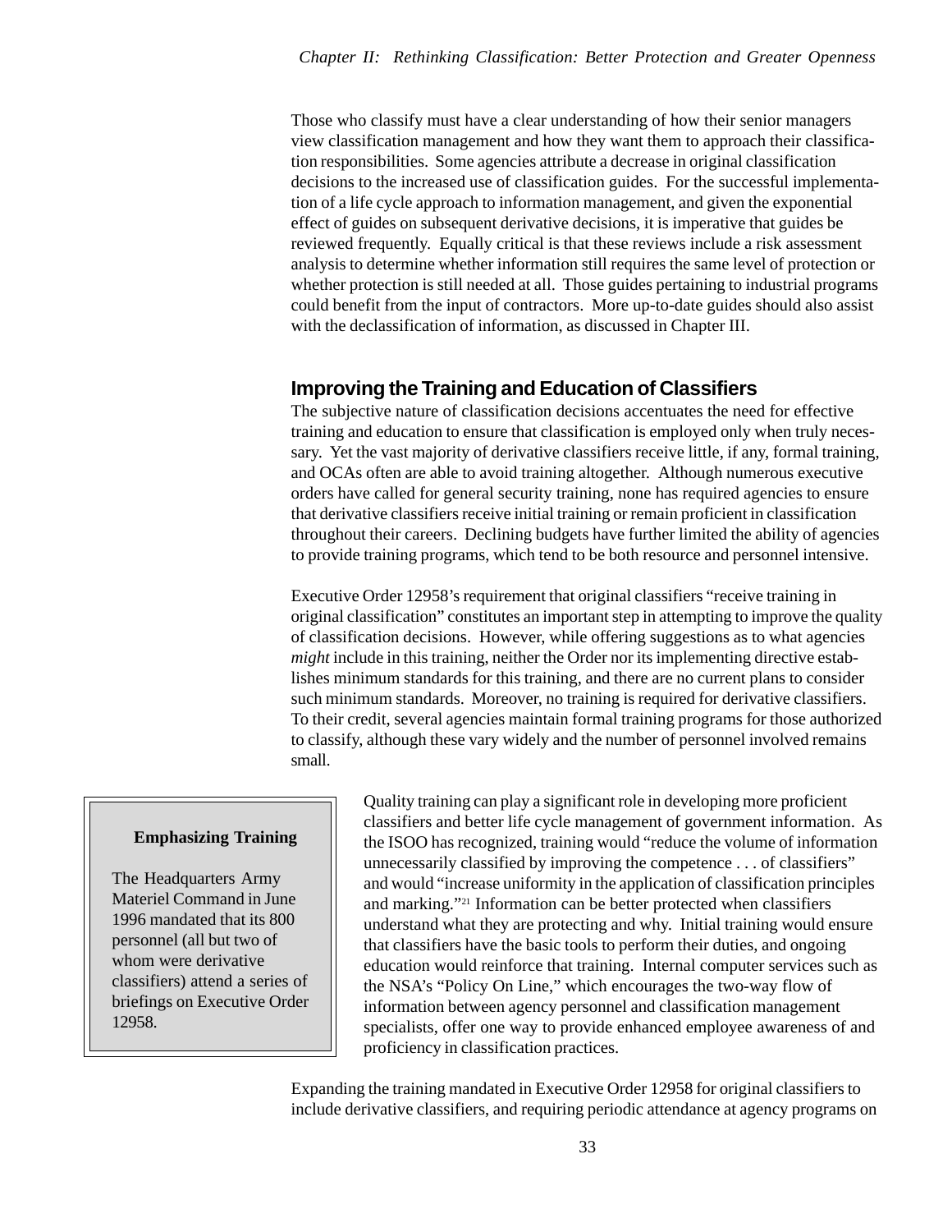Those who classify must have a clear understanding of how their senior managers view classification management and how they want them to approach their classification responsibilities. Some agencies attribute a decrease in original classification decisions to the increased use of classification guides. For the successful implementation of a life cycle approach to information management, and given the exponential effect of guides on subsequent derivative decisions, it is imperative that guides be reviewed frequently. Equally critical is that these reviews include a risk assessment analysis to determine whether information still requires the same level of protection or whether protection is still needed at all. Those guides pertaining to industrial programs could benefit from the input of contractors. More up-to-date guides should also assist with the declassification of information, as discussed in Chapter III.

## Improving the Training and Education of Classifiers

The subjective nature of classification decisions accentuates the need for effective training and education to ensure that classification is employed only when truly necessary. Yet the vast majority of derivative classifiers receive little, if any, formal training, and OCAs often are able to avoid training altogether. Although numerous executive orders have called for general security training, none has required agencies to ensure that derivative classifiers receive initial training or remain proficient in classification throughout their careers. Declining budgets have further limited the ability of agencies to provide training programs, which tend to be both resource and personnel intensive.

Executive Order 12958's requirement that original classifiers "receive training in original classification" constitutes an important step in attempting to improve the quality of classification decisions. However, while offering suggestions as to what agencies *might* include in this training, neither the Order nor its implementing directive establishes minimum standards for this training, and there are no current plans to consider such minimum standards. Moreover, no training is required for derivative classifiers. To their credit, several agencies maintain formal training programs for those authorized to classify, although these vary widely and the number of personnel involved remains small.

> **Emphasizing Training**
>
> The Headquarters Army Materiel Command in June 1996 mandated that its 800 personnel (all but two of whom were derivative classifiers) attend a series of briefings on Executive Order 12958.

Quality training can play a significant role in developing more proficient classifiers and better life cycle management of government information. As the ISOO has recognized, training would "reduce the volume of information unnecessarily classified by improving the competence . . . of classifiers" and would "increase uniformity in the application of classification principles and marking."[21] Information can be better protected when classifiers understand what they are protecting and why. Initial training would ensure that classifiers have the basic tools to perform their duties, and ongoing education would reinforce that training. Internal computer services such as the NSA's "Policy On Line," which encourages the two-way flow of information between agency personnel and classification management specialists, offer one way to provide enhanced employee awareness of and proficiency in classification practices.

Expanding the training mandated in Executive Order 12958 for original classifiers to include derivative classifiers, and requiring periodic attendance at agency programs on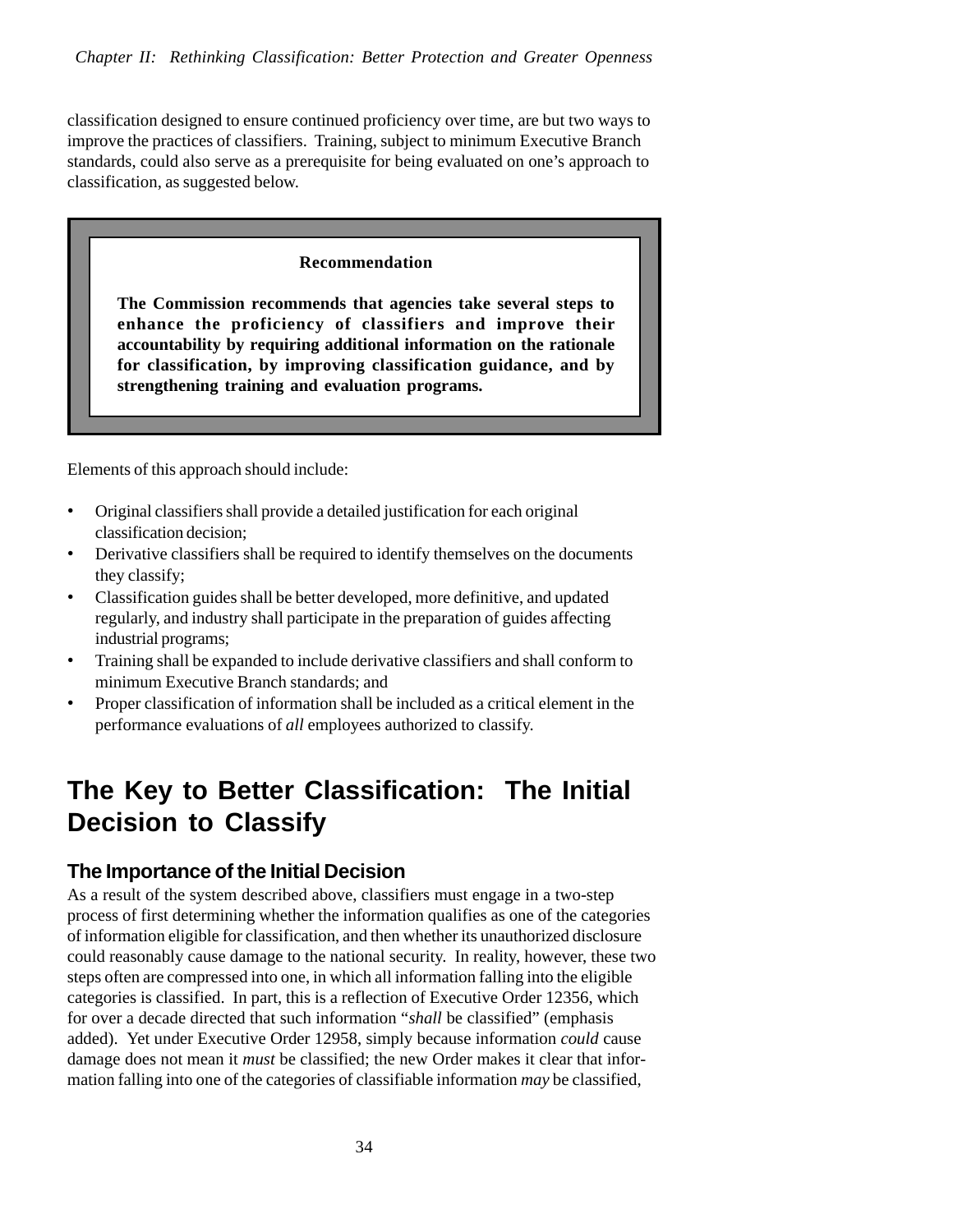classification designed to ensure continued proficiency over time, are but two ways to improve the practices of classifiers. Training, subject to minimum Executive Branch standards, could also serve as a prerequisite for being evaluated on one's approach to classification, as suggested below.

> **Recommendation**
>
> **The Commission recommends that agencies take several steps to enhance the proficiency of classifiers and improve their accountability by requiring additional information on the rationale for classification, by improving classification guidance, and by strengthening training and evaluation programs.**

Elements of this approach should include:

- Original classifiers shall provide a detailed justification for each original classification decision;
- Derivative classifiers shall be required to identify themselves on the documents they classify;
- Classification guides shall be better developed, more definitive, and updated regularly, and industry shall participate in the preparation of guides affecting industrial programs;
- Training shall be expanded to include derivative classifiers and shall conform to minimum Executive Branch standards; and
- Proper classification of information shall be included as a critical element in the performance evaluations of *all* employees authorized to classify.

# The Key to Better Classification: The Initial Decision to Classify

## The Importance of the Initial Decision

As a result of the system described above, classifiers must engage in a two-step process of first determining whether the information qualifies as one of the categories of information eligible for classification, and then whether its unauthorized disclosure could reasonably cause damage to the national security. In reality, however, these two steps often are compressed into one, in which all information falling into the eligible categories is classified. In part, this is a reflection of Executive Order 12356, which for over a decade directed that such information "*shall* be classified" (emphasis added). Yet under Executive Order 12958, simply because information *could* cause damage does not mean it *must* be classified; the new Order makes it clear that information falling into one of the categories of classifiable information *may* be classified,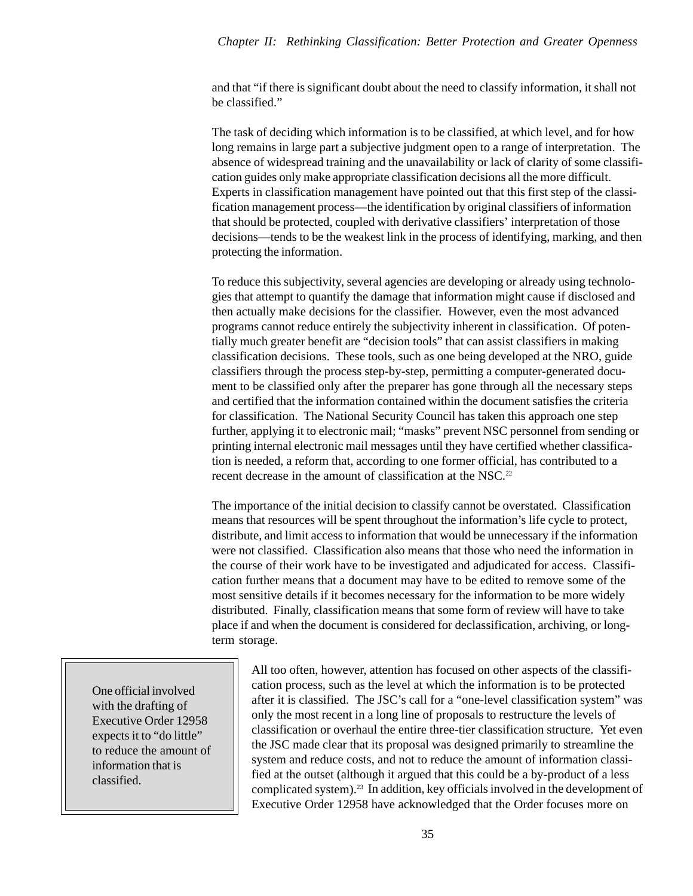and that "if there is significant doubt about the need to classify information, it shall not be classified."

The task of deciding which information is to be classified, at which level, and for how long remains in large part a subjective judgment open to a range of interpretation. The absence of widespread training and the unavailability or lack of clarity of some classification guides only make appropriate classification decisions all the more difficult. Experts in classification management have pointed out that this first step of the classification management process—the identification by original classifiers of information that should be protected, coupled with derivative classifiers' interpretation of those decisions—tends to be the weakest link in the process of identifying, marking, and then protecting the information.

To reduce this subjectivity, several agencies are developing or already using technologies that attempt to quantify the damage that information might cause if disclosed and then actually make decisions for the classifier. However, even the most advanced programs cannot reduce entirely the subjectivity inherent in classification. Of potentially much greater benefit are "decision tools" that can assist classifiers in making classification decisions. These tools, such as one being developed at the NRO, guide classifiers through the process step-by-step, permitting a computer-generated document to be classified only after the preparer has gone through all the necessary steps and certified that the information contained within the document satisfies the criteria for classification. The National Security Council has taken this approach one step further, applying it to electronic mail; "masks" prevent NSC personnel from sending or printing internal electronic mail messages until they have certified whether classification is needed, a reform that, according to one former official, has contributed to a recent decrease in the amount of classification at the NSC.[22]

The importance of the initial decision to classify cannot be overstated. Classification means that resources will be spent throughout the information's life cycle to protect, distribute, and limit access to information that would be unnecessary if the information were not classified. Classification also means that those who need the information in the course of their work have to be investigated and adjudicated for access. Classification further means that a document may have to be edited to remove some of the most sensitive details if it becomes necessary for the information to be more widely distributed. Finally, classification means that some form of review will have to take place if and when the document is considered for declassification, archiving, or long-term storage.

> One official involved with the drafting of Executive Order 12958 expects it to "do little" to reduce the amount of information that is classified.

All too often, however, attention has focused on other aspects of the classification process, such as the level at which the information is to be protected after it is classified. The JSC's call for a "one-level classification system" was only the most recent in a long line of proposals to restructure the levels of classification or overhaul the entire three-tier classification structure. Yet even the JSC made clear that its proposal was designed primarily to streamline the system and reduce costs, and not to reduce the amount of information classified at the outset (although it argued that this could be a by-product of a less complicated system).[23] In addition, key officials involved in the development of Executive Order 12958 have acknowledged that the Order focuses more on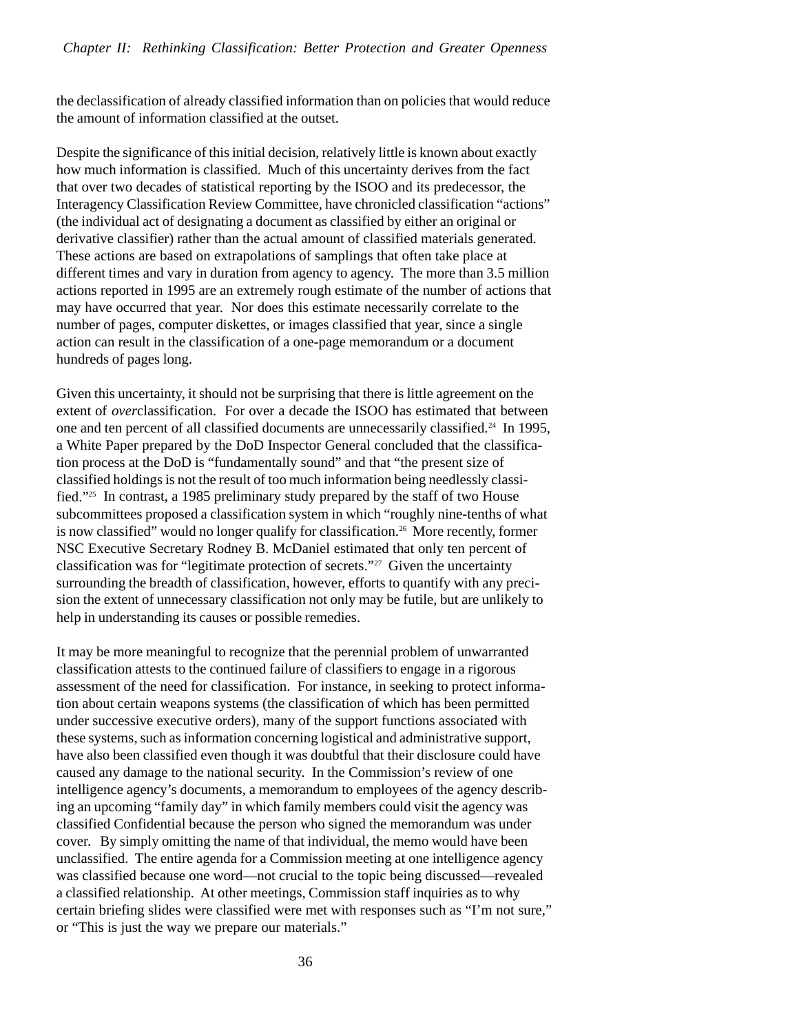the declassification of already classified information than on policies that would reduce the amount of information classified at the outset.

Despite the significance of this initial decision, relatively little is known about exactly how much information is classified. Much of this uncertainty derives from the fact that over two decades of statistical reporting by the ISOO and its predecessor, the Interagency Classification Review Committee, have chronicled classification "actions" (the individual act of designating a document as classified by either an original or derivative classifier) rather than the actual amount of classified materials generated. These actions are based on extrapolations of samplings that often take place at different times and vary in duration from agency to agency. The more than 3.5 million actions reported in 1995 are an extremely rough estimate of the number of actions that may have occurred that year. Nor does this estimate necessarily correlate to the number of pages, computer diskettes, or images classified that year, since a single action can result in the classification of a one-page memorandum or a document hundreds of pages long.

Given this uncertainty, it should not be surprising that there is little agreement on the extent of *over*classification. For over a decade the ISOO has estimated that between one and ten percent of all classified documents are unnecessarily classified.[24] In 1995, a White Paper prepared by the DoD Inspector General concluded that the classification process at the DoD is "fundamentally sound" and that "the present size of classified holdings is not the result of too much information being needlessly classified."[25] In contrast, a 1985 preliminary study prepared by the staff of two House subcommittees proposed a classification system in which "roughly nine-tenths of what is now classified" would no longer qualify for classification.[26] More recently, former NSC Executive Secretary Rodney B. McDaniel estimated that only ten percent of classification was for "legitimate protection of secrets."[27] Given the uncertainty surrounding the breadth of classification, however, efforts to quantify with any precision the extent of unnecessary classification not only may be futile, but are unlikely to help in understanding its causes or possible remedies.

It may be more meaningful to recognize that the perennial problem of unwarranted classification attests to the continued failure of classifiers to engage in a rigorous assessment of the need for classification. For instance, in seeking to protect information about certain weapons systems (the classification of which has been permitted under successive executive orders), many of the support functions associated with these systems, such as information concerning logistical and administrative support, have also been classified even though it was doubtful that their disclosure could have caused any damage to the national security. In the Commission's review of one intelligence agency's documents, a memorandum to employees of the agency describing an upcoming "family day" in which family members could visit the agency was classified Confidential because the person who signed the memorandum was under cover. By simply omitting the name of that individual, the memo would have been unclassified. The entire agenda for a Commission meeting at one intelligence agency was classified because one word—not crucial to the topic being discussed—revealed a classified relationship. At other meetings, Commission staff inquiries as to why certain briefing slides were classified were met with responses such as "I'm not sure," or "This is just the way we prepare our materials."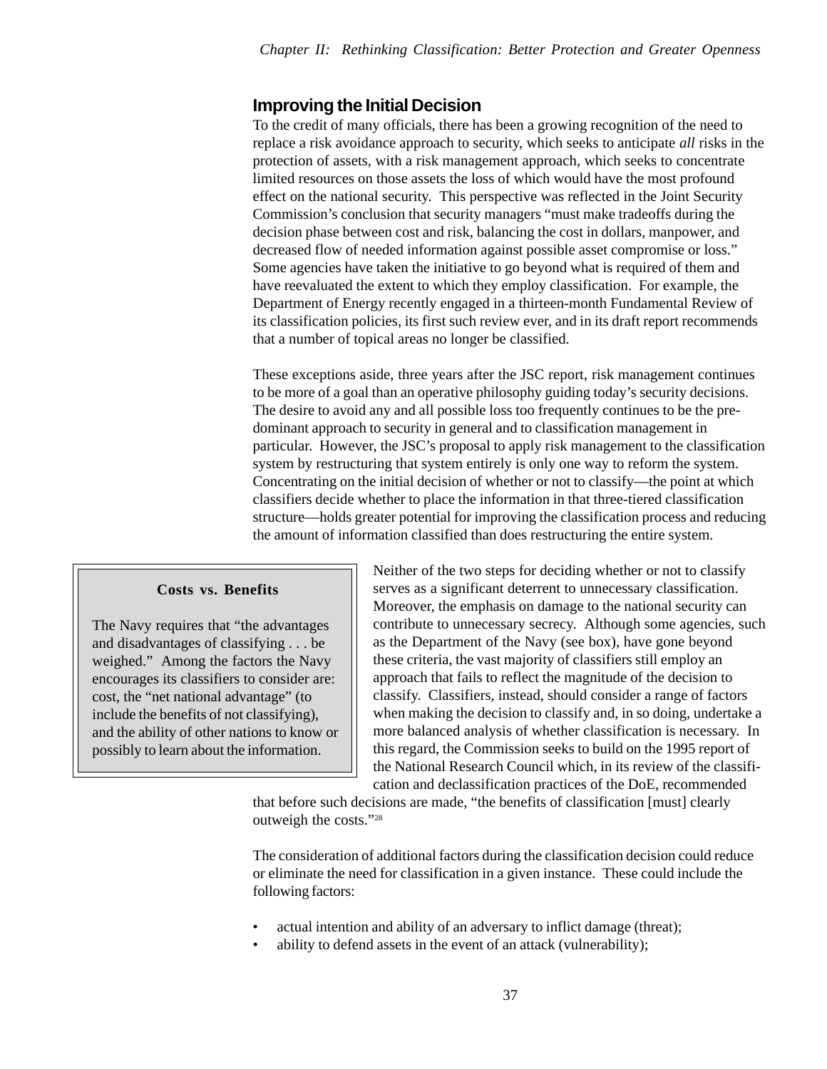## Improving the Initial Decision

To the credit of many officials, there has been a growing recognition of the need to replace a risk avoidance approach to security, which seeks to anticipate *all* risks in the protection of assets, with a risk management approach, which seeks to concentrate limited resources on those assets the loss of which would have the most profound effect on the national security. This perspective was reflected in the Joint Security Commission's conclusion that security managers "must make tradeoffs during the decision phase between cost and risk, balancing the cost in dollars, manpower, and decreased flow of needed information against possible asset compromise or loss." Some agencies have taken the initiative to go beyond what is required of them and have reevaluated the extent to which they employ classification. For example, the Department of Energy recently engaged in a thirteen-month Fundamental Review of its classification policies, its first such review ever, and in its draft report recommends that a number of topical areas no longer be classified.

These exceptions aside, three years after the JSC report, risk management continues to be more of a goal than an operative philosophy guiding today's security decisions. The desire to avoid any and all possible loss too frequently continues to be the predominant approach to security in general and to classification management in particular. However, the JSC's proposal to apply risk management to the classification system by restructuring that system entirely is only one way to reform the system. Concentrating on the initial decision of whether or not to classify—the point at which classifiers decide whether to place the information in that three-tiered classification structure—holds greater potential for improving the classification process and reducing the amount of information classified than does restructuring the entire system.

> **Costs vs. Benefits**
>
> The Navy requires that "the advantages and disadvantages of classifying . . . be weighed." Among the factors the Navy encourages its classifiers to consider are: cost, the "net national advantage" (to include the benefits of not classifying), and the ability of other nations to know or possibly to learn about the information.

Neither of the two steps for deciding whether or not to classify serves as a significant deterrent to unnecessary classification. Moreover, the emphasis on damage to the national security can contribute to unnecessary secrecy. Although some agencies, such as the Department of the Navy (see box), have gone beyond these criteria, the vast majority of classifiers still employ an approach that fails to reflect the magnitude of the decision to classify. Classifiers, instead, should consider a range of factors when making the decision to classify and, in so doing, undertake a more balanced analysis of whether classification is necessary. In this regard, the Commission seeks to build on the 1995 report of the National Research Council which, in its review of the classification and declassification practices of the DoE, recommended that before such decisions are made, "the benefits of classification [must] clearly outweigh the costs."[28]

The consideration of additional factors during the classification decision could reduce or eliminate the need for classification in a given instance. These could include the following factors:

- actual intention and ability of an adversary to inflict damage (threat);
- ability to defend assets in the event of an attack (vulnerability);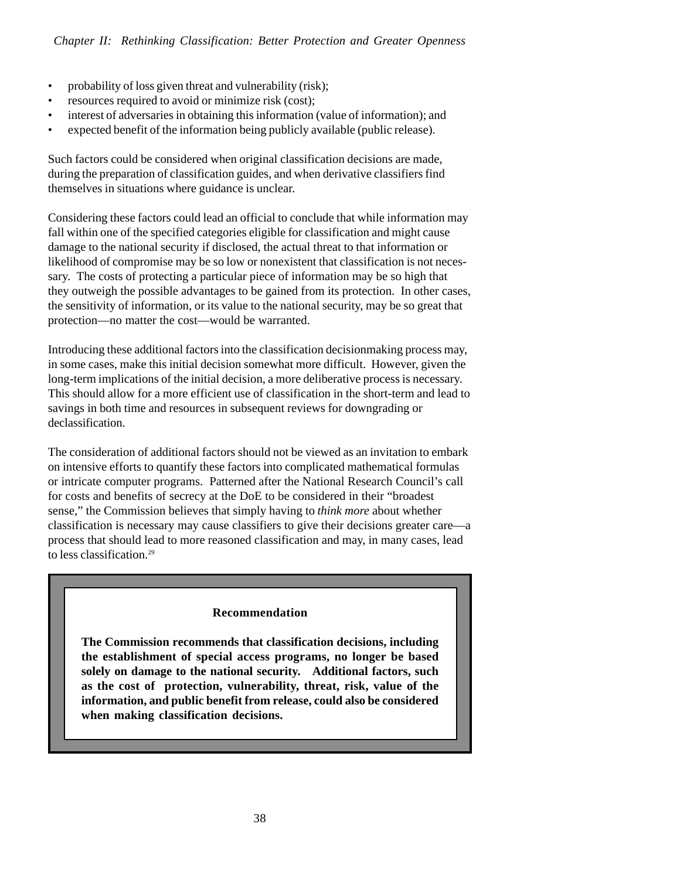- probability of loss given threat and vulnerability (risk);
- resources required to avoid or minimize risk (cost);
- interest of adversaries in obtaining this information (value of information); and
- expected benefit of the information being publicly available (public release).

Such factors could be considered when original classification decisions are made, during the preparation of classification guides, and when derivative classifiers find themselves in situations where guidance is unclear.

Considering these factors could lead an official to conclude that while information may fall within one of the specified categories eligible for classification and might cause damage to the national security if disclosed, the actual threat to that information or likelihood of compromise may be so low or nonexistent that classification is not necessary. The costs of protecting a particular piece of information may be so high that they outweigh the possible advantages to be gained from its protection. In other cases, the sensitivity of information, or its value to the national security, may be so great that protection—no matter the cost—would be warranted.

Introducing these additional factors into the classification decisionmaking process may, in some cases, make this initial decision somewhat more difficult. However, given the long-term implications of the initial decision, a more deliberative process is necessary. This should allow for a more efficient use of classification in the short-term and lead to savings in both time and resources in subsequent reviews for downgrading or declassification.

The consideration of additional factors should not be viewed as an invitation to embark on intensive efforts to quantify these factors into complicated mathematical formulas or intricate computer programs. Patterned after the National Research Council's call for costs and benefits of secrecy at the DoE to be considered in their "broadest sense," the Commission believes that simply having to *think more* about whether classification is necessary may cause classifiers to give their decisions greater care—a process that should lead to more reasoned classification and may, in many cases, lead to less classification.[29]

**Recommendation**

**The Commission recommends that classification decisions, including the establishment of special access programs, no longer be based solely on damage to the national security. Additional factors, such as the cost of protection, vulnerability, threat, risk, value of the information, and public benefit from release, could also be considered when making classification decisions.**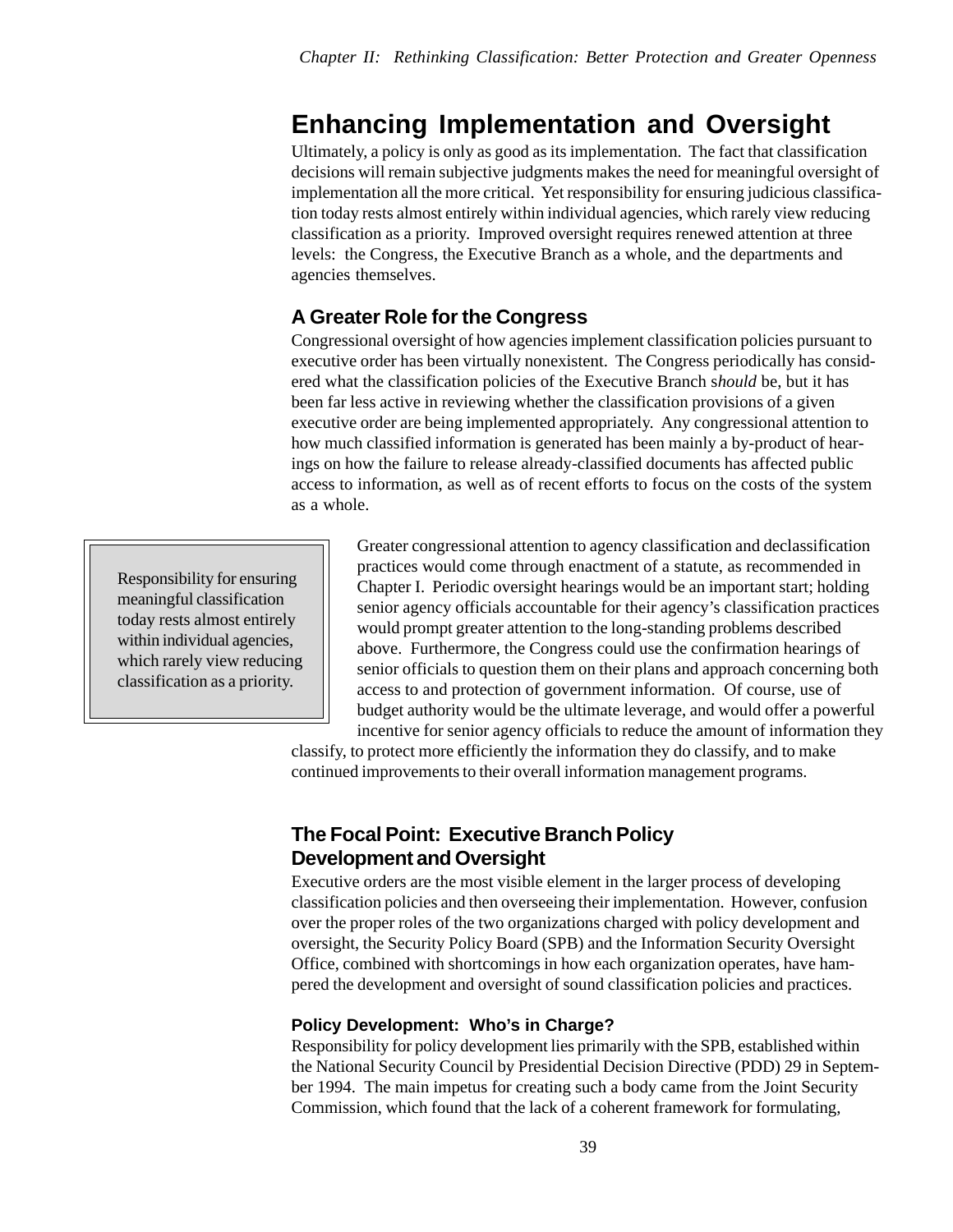## Enhancing Implementation and Oversight

Ultimately, a policy is only as good as its implementation. The fact that classification decisions will remain subjective judgments makes the need for meaningful oversight of implementation all the more critical. Yet responsibility for ensuring judicious classification today rests almost entirely within individual agencies, which rarely view reducing classification as a priority. Improved oversight requires renewed attention at three levels: the Congress, the Executive Branch as a whole, and the departments and agencies themselves.

### A Greater Role for the Congress

Congressional oversight of how agencies implement classification policies pursuant to executive order has been virtually nonexistent. The Congress periodically has considered what the classification policies of the Executive Branch *should* be, but it has been far less active in reviewing whether the classification provisions of a given executive order are being implemented appropriately. Any congressional attention to how much classified information is generated has been mainly a by-product of hearings on how the failure to release already-classified documents has affected public access to information, as well as of recent efforts to focus on the costs of the system as a whole.

> Responsibility for ensuring meaningful classification today rests almost entirely within individual agencies, which rarely view reducing classification as a priority.

Greater congressional attention to agency classification and declassification practices would come through enactment of a statute, as recommended in Chapter I. Periodic oversight hearings would be an important start; holding senior agency officials accountable for their agency's classification practices would prompt greater attention to the long-standing problems described above. Furthermore, the Congress could use the confirmation hearings of senior officials to question them on their plans and approach concerning both access to and protection of government information. Of course, use of budget authority would be the ultimate leverage, and would offer a powerful incentive for senior agency officials to reduce the amount of information they classify, to protect more efficiently the information they do classify, and to make continued improvements to their overall information management programs.

### The Focal Point: Executive Branch Policy Development and Oversight

Executive orders are the most visible element in the larger process of developing classification policies and then overseeing their implementation. However, confusion over the proper roles of the two organizations charged with policy development and oversight, the Security Policy Board (SPB) and the Information Security Oversight Office, combined with shortcomings in how each organization operates, have hampered the development and oversight of sound classification policies and practices.

#### Policy Development: Who's in Charge?

Responsibility for policy development lies primarily with the SPB, established within the National Security Council by Presidential Decision Directive (PDD) 29 in September 1994. The main impetus for creating such a body came from the Joint Security Commission, which found that the lack of a coherent framework for formulating,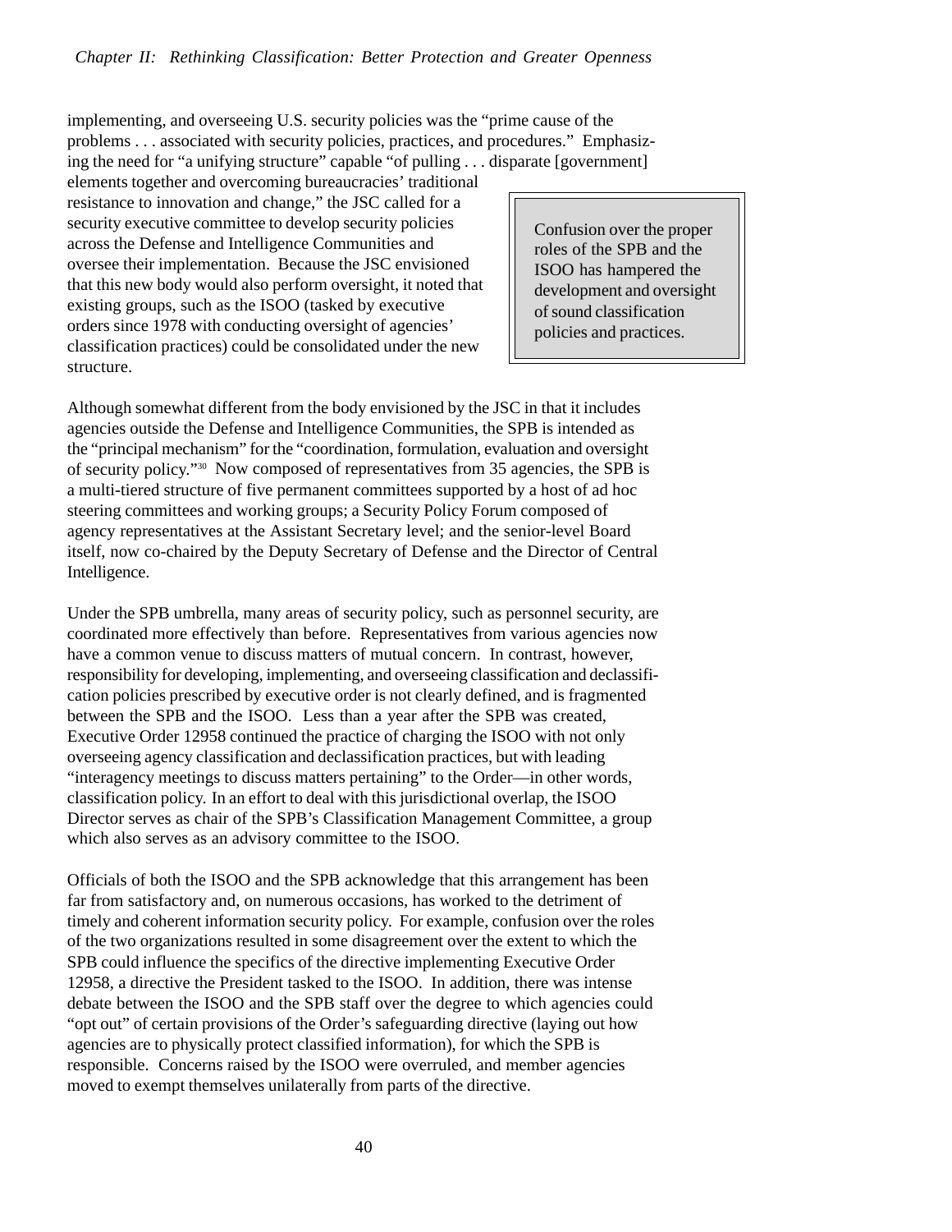implementing, and overseeing U.S. security policies was the "prime cause of the problems . . . associated with security policies, practices, and procedures." Emphasizing the need for "a unifying structure" capable "of pulling . . . disparate [government] elements together and overcoming bureaucracies' traditional resistance to innovation and change," the JSC called for a security executive committee to develop security policies across the Defense and Intelligence Communities and oversee their implementation. Because the JSC envisioned that this new body would also perform oversight, it noted that existing groups, such as the ISOO (tasked by executive orders since 1978 with conducting oversight of agencies' classification practices) could be consolidated under the new structure.

> Confusion over the proper roles of the SPB and the ISOO has hampered the development and oversight of sound classification policies and practices.

Although somewhat different from the body envisioned by the JSC in that it includes agencies outside the Defense and Intelligence Communities, the SPB is intended as the "principal mechanism" for the "coordination, formulation, evaluation and oversight of security policy."[30] Now composed of representatives from 35 agencies, the SPB is a multi-tiered structure of five permanent committees supported by a host of ad hoc steering committees and working groups; a Security Policy Forum composed of agency representatives at the Assistant Secretary level; and the senior-level Board itself, now co-chaired by the Deputy Secretary of Defense and the Director of Central Intelligence.

Under the SPB umbrella, many areas of security policy, such as personnel security, are coordinated more effectively than before. Representatives from various agencies now have a common venue to discuss matters of mutual concern. In contrast, however, responsibility for developing, implementing, and overseeing classification and declassification policies prescribed by executive order is not clearly defined, and is fragmented between the SPB and the ISOO. Less than a year after the SPB was created, Executive Order 12958 continued the practice of charging the ISOO with not only overseeing agency classification and declassification practices, but with leading "interagency meetings to discuss matters pertaining" to the Order—in other words, classification policy. In an effort to deal with this jurisdictional overlap, the ISOO Director serves as chair of the SPB's Classification Management Committee, a group which also serves as an advisory committee to the ISOO.

Officials of both the ISOO and the SPB acknowledge that this arrangement has been far from satisfactory and, on numerous occasions, has worked to the detriment of timely and coherent information security policy. For example, confusion over the roles of the two organizations resulted in some disagreement over the extent to which the SPB could influence the specifics of the directive implementing Executive Order 12958, a directive the President tasked to the ISOO. In addition, there was intense debate between the ISOO and the SPB staff over the degree to which agencies could "opt out" of certain provisions of the Order's safeguarding directive (laying out how agencies are to physically protect classified information), for which the SPB is responsible. Concerns raised by the ISOO were overruled, and member agencies moved to exempt themselves unilaterally from parts of the directive.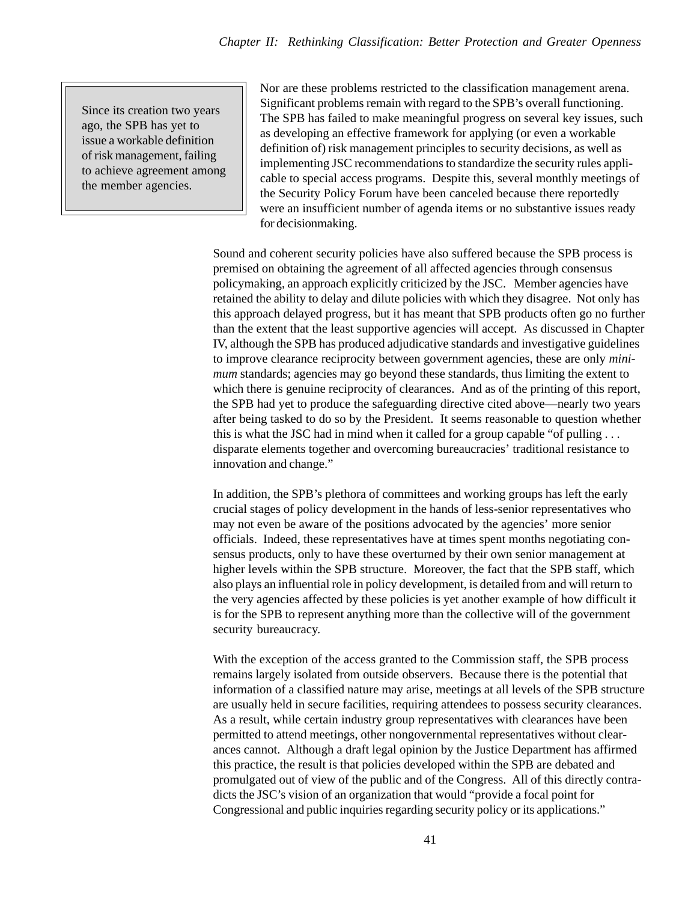> Since its creation two years ago, the SPB has yet to issue a workable definition of risk management, failing to achieve agreement among the member agencies.

Nor are these problems restricted to the classification management arena. Significant problems remain with regard to the SPB's overall functioning. The SPB has failed to make meaningful progress on several key issues, such as developing an effective framework for applying (or even a workable definition of) risk management principles to security decisions, as well as implementing JSC recommendations to standardize the security rules applicable to special access programs. Despite this, several monthly meetings of the Security Policy Forum have been canceled because there reportedly were an insufficient number of agenda items or no substantive issues ready for decisionmaking.

Sound and coherent security policies have also suffered because the SPB process is premised on obtaining the agreement of all affected agencies through consensus policymaking, an approach explicitly criticized by the JSC. Member agencies have retained the ability to delay and dilute policies with which they disagree. Not only has this approach delayed progress, but it has meant that SPB products often go no further than the extent that the least supportive agencies will accept. As discussed in Chapter IV, although the SPB has produced adjudicative standards and investigative guidelines to improve clearance reciprocity between government agencies, these are only *minimum* standards; agencies may go beyond these standards, thus limiting the extent to which there is genuine reciprocity of clearances. And as of the printing of this report, the SPB had yet to produce the safeguarding directive cited above—nearly two years after being tasked to do so by the President. It seems reasonable to question whether this is what the JSC had in mind when it called for a group capable "of pulling . . . disparate elements together and overcoming bureaucracies' traditional resistance to innovation and change."

In addition, the SPB's plethora of committees and working groups has left the early crucial stages of policy development in the hands of less-senior representatives who may not even be aware of the positions advocated by the agencies' more senior officials. Indeed, these representatives have at times spent months negotiating consensus products, only to have these overturned by their own senior management at higher levels within the SPB structure. Moreover, the fact that the SPB staff, which also plays an influential role in policy development, is detailed from and will return to the very agencies affected by these policies is yet another example of how difficult it is for the SPB to represent anything more than the collective will of the government security bureaucracy.

With the exception of the access granted to the Commission staff, the SPB process remains largely isolated from outside observers. Because there is the potential that information of a classified nature may arise, meetings at all levels of the SPB structure are usually held in secure facilities, requiring attendees to possess security clearances. As a result, while certain industry group representatives with clearances have been permitted to attend meetings, other nongovernmental representatives without clearances cannot. Although a draft legal opinion by the Justice Department has affirmed this practice, the result is that policies developed within the SPB are debated and promulgated out of view of the public and of the Congress. All of this directly contradicts the JSC's vision of an organization that would "provide a focal point for Congressional and public inquiries regarding security policy or its applications."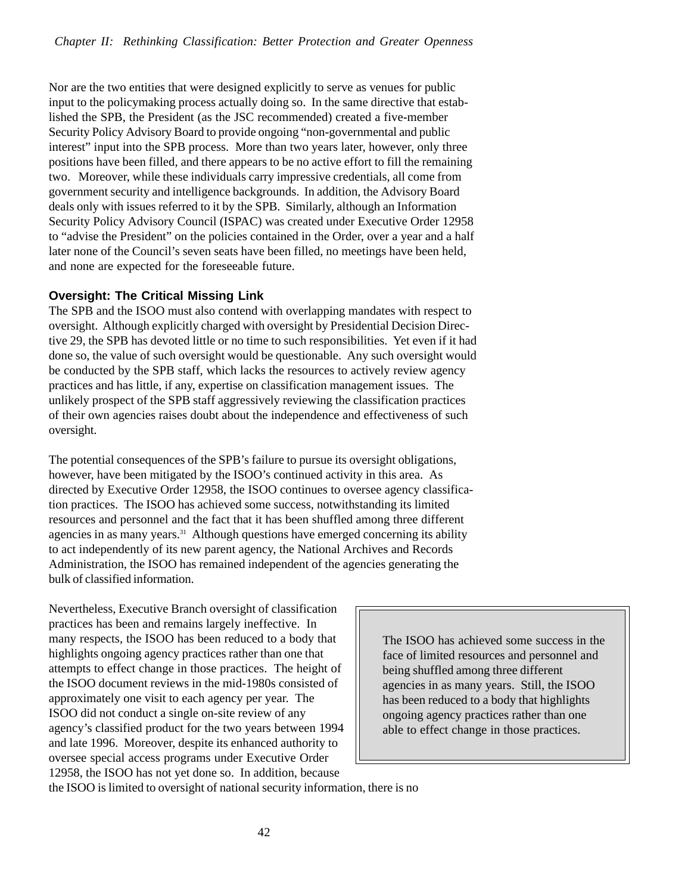Nor are the two entities that were designed explicitly to serve as venues for public input to the policymaking process actually doing so. In the same directive that established the SPB, the President (as the JSC recommended) created a five-member Security Policy Advisory Board to provide ongoing "non-governmental and public interest" input into the SPB process. More than two years later, however, only three positions have been filled, and there appears to be no active effort to fill the remaining two. Moreover, while these individuals carry impressive credentials, all come from government security and intelligence backgrounds. In addition, the Advisory Board deals only with issues referred to it by the SPB. Similarly, although an Information Security Policy Advisory Council (ISPAC) was created under Executive Order 12958 to "advise the President" on the policies contained in the Order, over a year and a half later none of the Council's seven seats have been filled, no meetings have been held, and none are expected for the foreseeable future.

### Oversight: The Critical Missing Link

The SPB and the ISOO must also contend with overlapping mandates with respect to oversight. Although explicitly charged with oversight by Presidential Decision Directive 29, the SPB has devoted little or no time to such responsibilities. Yet even if it had done so, the value of such oversight would be questionable. Any such oversight would be conducted by the SPB staff, which lacks the resources to actively review agency practices and has little, if any, expertise on classification management issues. The unlikely prospect of the SPB staff aggressively reviewing the classification practices of their own agencies raises doubt about the independence and effectiveness of such oversight.

The potential consequences of the SPB's failure to pursue its oversight obligations, however, have been mitigated by the ISOO's continued activity in this area. As directed by Executive Order 12958, the ISOO continues to oversee agency classification practices. The ISOO has achieved some success, notwithstanding its limited resources and personnel and the fact that it has been shuffled among three different agencies in as many years.[31] Although questions have emerged concerning its ability to act independently of its new parent agency, the National Archives and Records Administration, the ISOO has remained independent of the agencies generating the bulk of classified information.

Nevertheless, Executive Branch oversight of classification practices has been and remains largely ineffective. In many respects, the ISOO has been reduced to a body that highlights ongoing agency practices rather than one that attempts to effect change in those practices. The height of the ISOO document reviews in the mid-1980s consisted of approximately one visit to each agency per year. The ISOO did not conduct a single on-site review of any agency's classified product for the two years between 1994 and late 1996. Moreover, despite its enhanced authority to oversee special access programs under Executive Order 12958, the ISOO has not yet done so. In addition, because the ISOO is limited to oversight of national security information, there is no

> The ISOO has achieved some success in the face of limited resources and personnel and being shuffled among three different agencies in as many years. Still, the ISOO has been reduced to a body that highlights ongoing agency practices rather than one able to effect change in those practices.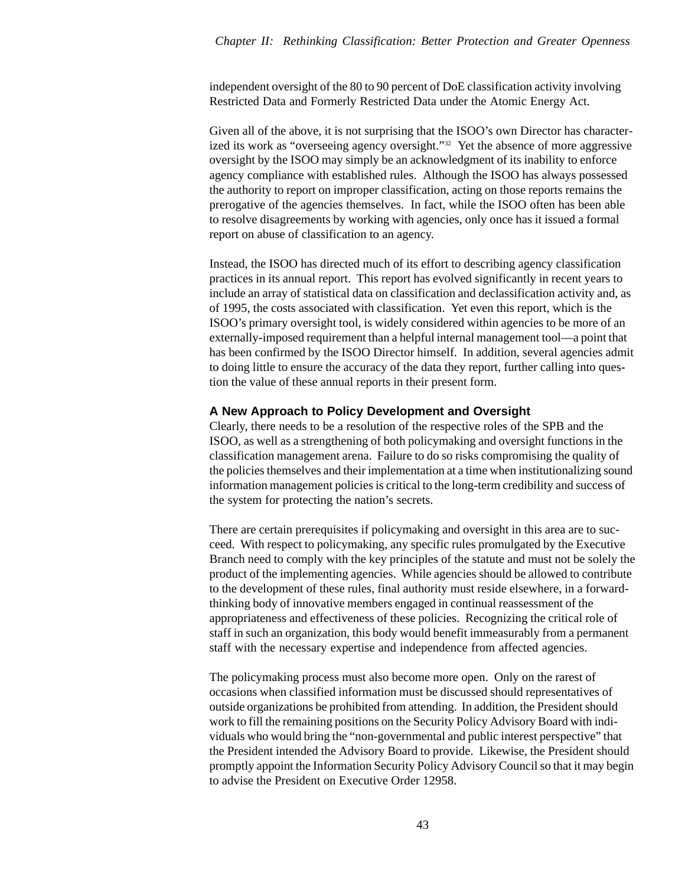independent oversight of the 80 to 90 percent of DoE classification activity involving Restricted Data and Formerly Restricted Data under the Atomic Energy Act.

Given all of the above, it is not surprising that the ISOO's own Director has characterized its work as "overseeing agency oversight."[32] Yet the absence of more aggressive oversight by the ISOO may simply be an acknowledgment of its inability to enforce agency compliance with established rules. Although the ISOO has always possessed the authority to report on improper classification, acting on those reports remains the prerogative of the agencies themselves. In fact, while the ISOO often has been able to resolve disagreements by working with agencies, only once has it issued a formal report on abuse of classification to an agency.

Instead, the ISOO has directed much of its effort to describing agency classification practices in its annual report. This report has evolved significantly in recent years to include an array of statistical data on classification and declassification activity and, as of 1995, the costs associated with classification. Yet even this report, which is the ISOO's primary oversight tool, is widely considered within agencies to be more of an externally-imposed requirement than a helpful internal management tool—a point that has been confirmed by the ISOO Director himself. In addition, several agencies admit to doing little to ensure the accuracy of the data they report, further calling into question the value of these annual reports in their present form.

### A New Approach to Policy Development and Oversight

Clearly, there needs to be a resolution of the respective roles of the SPB and the ISOO, as well as a strengthening of both policymaking and oversight functions in the classification management arena. Failure to do so risks compromising the quality of the policies themselves and their implementation at a time when institutionalizing sound information management policies is critical to the long-term credibility and success of the system for protecting the nation's secrets.

There are certain prerequisites if policymaking and oversight in this area are to succeed. With respect to policymaking, any specific rules promulgated by the Executive Branch need to comply with the key principles of the statute and must not be solely the product of the implementing agencies. While agencies should be allowed to contribute to the development of these rules, final authority must reside elsewhere, in a forward-thinking body of innovative members engaged in continual reassessment of the appropriateness and effectiveness of these policies. Recognizing the critical role of staff in such an organization, this body would benefit immeasurably from a permanent staff with the necessary expertise and independence from affected agencies.

The policymaking process must also become more open. Only on the rarest of occasions when classified information must be discussed should representatives of outside organizations be prohibited from attending. In addition, the President should work to fill the remaining positions on the Security Policy Advisory Board with individuals who would bring the "non-governmental and public interest perspective" that the President intended the Advisory Board to provide. Likewise, the President should promptly appoint the Information Security Policy Advisory Council so that it may begin to advise the President on Executive Order 12958.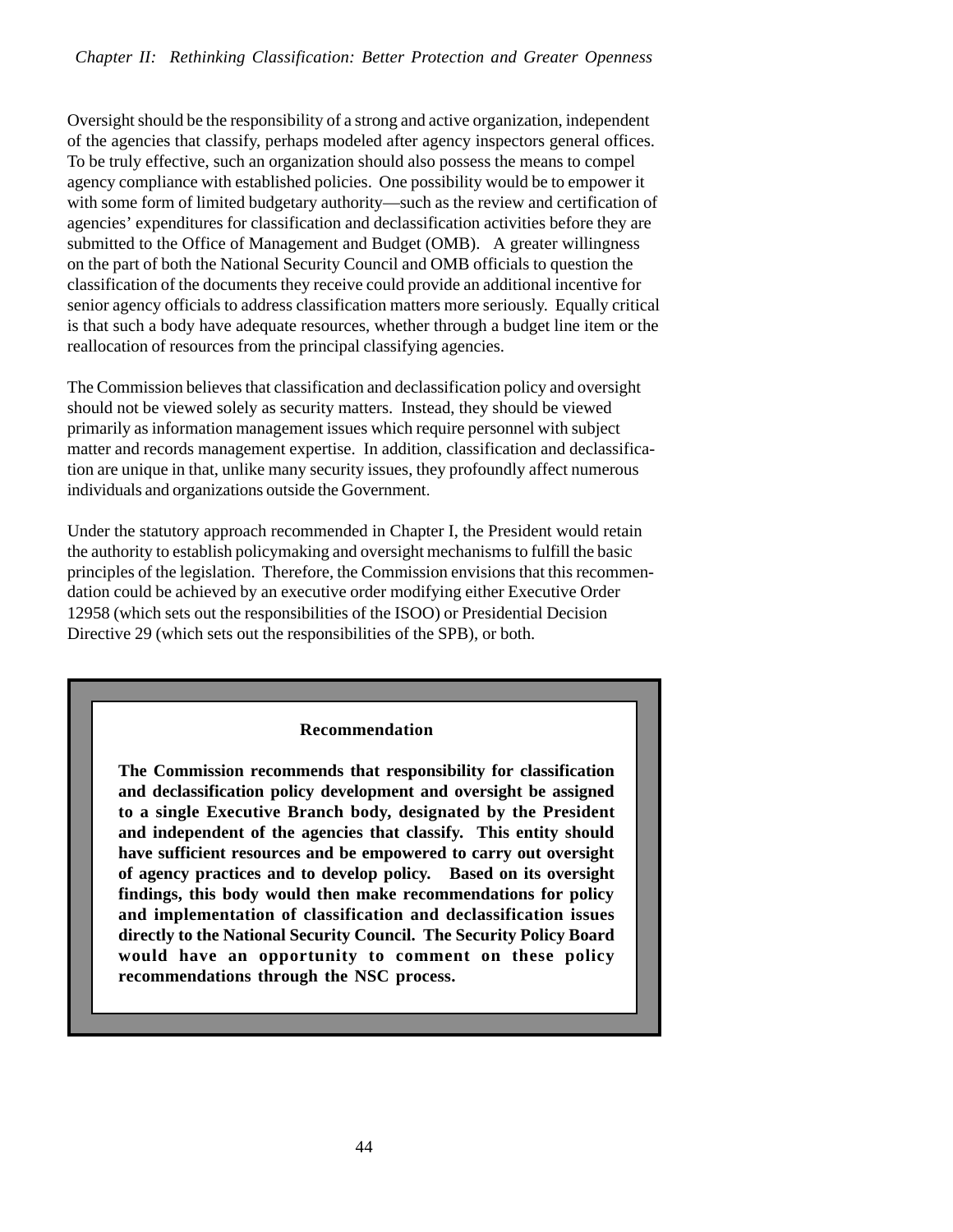Oversight should be the responsibility of a strong and active organization, independent of the agencies that classify, perhaps modeled after agency inspectors general offices. To be truly effective, such an organization should also possess the means to compel agency compliance with established policies. One possibility would be to empower it with some form of limited budgetary authority—such as the review and certification of agencies' expenditures for classification and declassification activities before they are submitted to the Office of Management and Budget (OMB). A greater willingness on the part of both the National Security Council and OMB officials to question the classification of the documents they receive could provide an additional incentive for senior agency officials to address classification matters more seriously. Equally critical is that such a body have adequate resources, whether through a budget line item or the reallocation of resources from the principal classifying agencies.

The Commission believes that classification and declassification policy and oversight should not be viewed solely as security matters. Instead, they should be viewed primarily as information management issues which require personnel with subject matter and records management expertise. In addition, classification and declassification are unique in that, unlike many security issues, they profoundly affect numerous individuals and organizations outside the Government.

Under the statutory approach recommended in Chapter I, the President would retain the authority to establish policymaking and oversight mechanisms to fulfill the basic principles of the legislation. Therefore, the Commission envisions that this recommendation could be achieved by an executive order modifying either Executive Order 12958 (which sets out the responsibilities of the ISOO) or Presidential Decision Directive 29 (which sets out the responsibilities of the SPB), or both.

**Recommendation**

**The Commission recommends that responsibility for classification and declassification policy development and oversight be assigned to a single Executive Branch body, designated by the President and independent of the agencies that classify. This entity should have sufficient resources and be empowered to carry out oversight of agency practices and to develop policy. Based on its oversight findings, this body would then make recommendations for policy and implementation of classification and declassification issues directly to the National Security Council. The Security Policy Board would have an opportunity to comment on these policy recommendations through the NSC process.**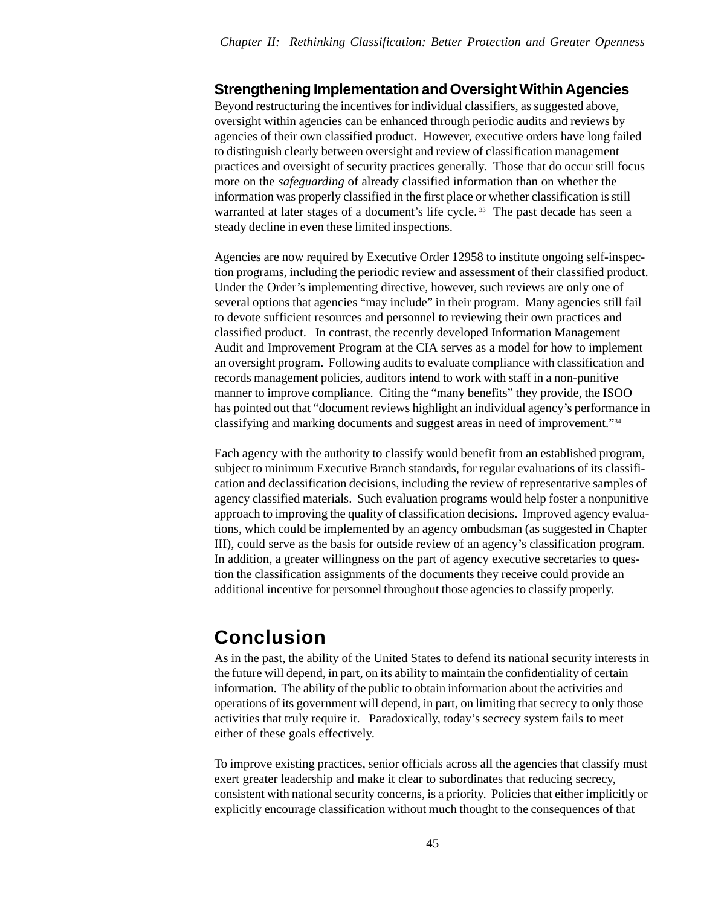## Strengthening Implementation and Oversight Within Agencies

Beyond restructuring the incentives for individual classifiers, as suggested above, oversight within agencies can be enhanced through periodic audits and reviews by agencies of their own classified product. However, executive orders have long failed to distinguish clearly between oversight and review of classification management practices and oversight of security practices generally. Those that do occur still focus more on the *safeguarding* of already classified information than on whether the information was properly classified in the first place or whether classification is still warranted at later stages of a document's life cycle.[33] The past decade has seen a steady decline in even these limited inspections.

Agencies are now required by Executive Order 12958 to institute ongoing self-inspection programs, including the periodic review and assessment of their classified product. Under the Order's implementing directive, however, such reviews are only one of several options that agencies "may include" in their program. Many agencies still fail to devote sufficient resources and personnel to reviewing their own practices and classified product. In contrast, the recently developed Information Management Audit and Improvement Program at the CIA serves as a model for how to implement an oversight program. Following audits to evaluate compliance with classification and records management policies, auditors intend to work with staff in a non-punitive manner to improve compliance. Citing the "many benefits" they provide, the ISOO has pointed out that "document reviews highlight an individual agency's performance in classifying and marking documents and suggest areas in need of improvement."[34]

Each agency with the authority to classify would benefit from an established program, subject to minimum Executive Branch standards, for regular evaluations of its classification and declassification decisions, including the review of representative samples of agency classified materials. Such evaluation programs would help foster a nonpunitive approach to improving the quality of classification decisions. Improved agency evaluations, which could be implemented by an agency ombudsman (as suggested in Chapter III), could serve as the basis for outside review of an agency's classification program. In addition, a greater willingness on the part of agency executive secretaries to question the classification assignments of the documents they receive could provide an additional incentive for personnel throughout those agencies to classify properly.

# Conclusion

As in the past, the ability of the United States to defend its national security interests in the future will depend, in part, on its ability to maintain the confidentiality of certain information. The ability of the public to obtain information about the activities and operations of its government will depend, in part, on limiting that secrecy to only those activities that truly require it. Paradoxically, today's secrecy system fails to meet either of these goals effectively.

To improve existing practices, senior officials across all the agencies that classify must exert greater leadership and make it clear to subordinates that reducing secrecy, consistent with national security concerns, is a priority. Policies that either implicitly or explicitly encourage classification without much thought to the consequences of that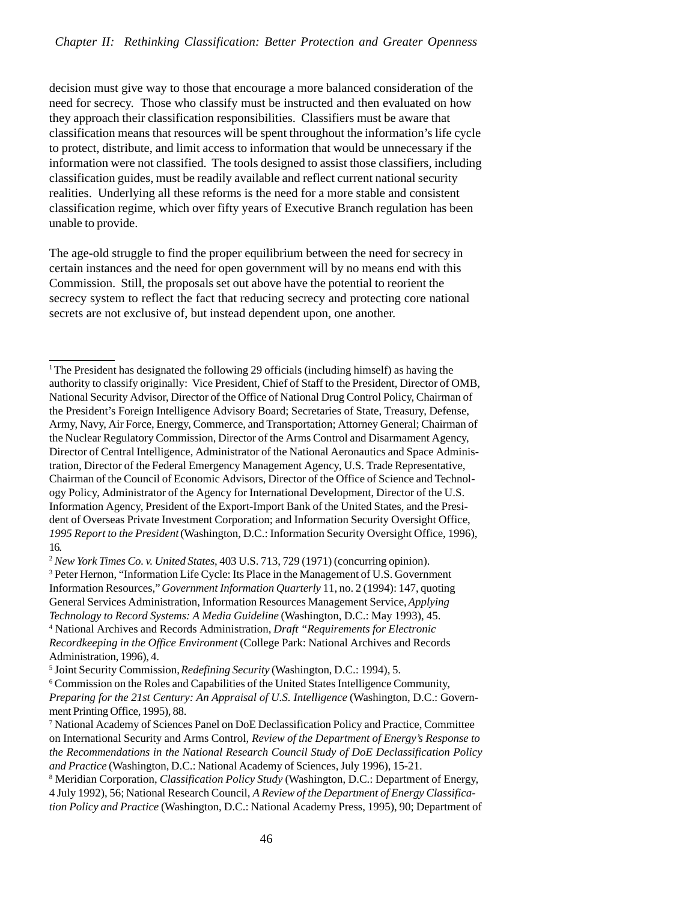decision must give way to those that encourage a more balanced consideration of the need for secrecy. Those who classify must be instructed and then evaluated on how they approach their classification responsibilities. Classifiers must be aware that classification means that resources will be spent throughout the information's life cycle to protect, distribute, and limit access to information that would be unnecessary if the information were not classified. The tools designed to assist those classifiers, including classification guides, must be readily available and reflect current national security realities. Underlying all these reforms is the need for a more stable and consistent classification regime, which over fifty years of Executive Branch regulation has been unable to provide.

The age-old struggle to find the proper equilibrium between the need for secrecy in certain instances and the need for open government will by no means end with this Commission. Still, the proposals set out above have the potential to reorient the secrecy system to reflect the fact that reducing secrecy and protecting core national secrets are not exclusive of, but instead dependent upon, one another.

---

[1] The President has designated the following 29 officials (including himself) as having the authority to classify originally: Vice President, Chief of Staff to the President, Director of OMB, National Security Advisor, Director of the Office of National Drug Control Policy, Chairman of the President's Foreign Intelligence Advisory Board; Secretaries of State, Treasury, Defense, Army, Navy, Air Force, Energy, Commerce, and Transportation; Attorney General; Chairman of the Nuclear Regulatory Commission, Director of the Arms Control and Disarmament Agency, Director of Central Intelligence, Administrator of the National Aeronautics and Space Administration, Director of the Federal Emergency Management Agency, U.S. Trade Representative, Chairman of the Council of Economic Advisors, Director of the Office of Science and Technology Policy, Administrator of the Agency for International Development, Director of the U.S. Information Agency, President of the Export-Import Bank of the United States, and the President of Overseas Private Investment Corporation; and Information Security Oversight Office, *1995 Report to the President* (Washington, D.C.: Information Security Oversight Office, 1996), 16.

[2] *New York Times Co. v. United States*, 403 U.S. 713, 729 (1971) (concurring opinion).

[3] Peter Hernon, "Information Life Cycle: Its Place in the Management of U.S. Government Information Resources," *Government Information Quarterly* 11, no. 2 (1994): 147, quoting General Services Administration, Information Resources Management Service, *Applying Technology to Record Systems: A Media Guideline* (Washington, D.C.: May 1993), 45.

[4] National Archives and Records Administration, *Draft "Requirements for Electronic Recordkeeping in the Office Environment* (College Park: National Archives and Records Administration, 1996), 4.

[5] Joint Security Commission, *Redefining Security* (Washington, D.C.: 1994), 5.

[6] Commission on the Roles and Capabilities of the United States Intelligence Community, *Preparing for the 21st Century: An Appraisal of U.S. Intelligence* (Washington, D.C.: Government Printing Office, 1995), 88.

[7] National Academy of Sciences Panel on DoE Declassification Policy and Practice, Committee on International Security and Arms Control, *Review of the Department of Energy's Response to the Recommendations in the National Research Council Study of DoE Declassification Policy and Practice* (Washington, D.C.: National Academy of Sciences, July 1996), 15-21.

[8] Meridian Corporation, *Classification Policy Study* (Washington, D.C.: Department of Energy, 4 July 1992), 56; National Research Council, *A Review of the Department of Energy Classification Policy and Practice* (Washington, D.C.: National Academy Press, 1995), 90; Department of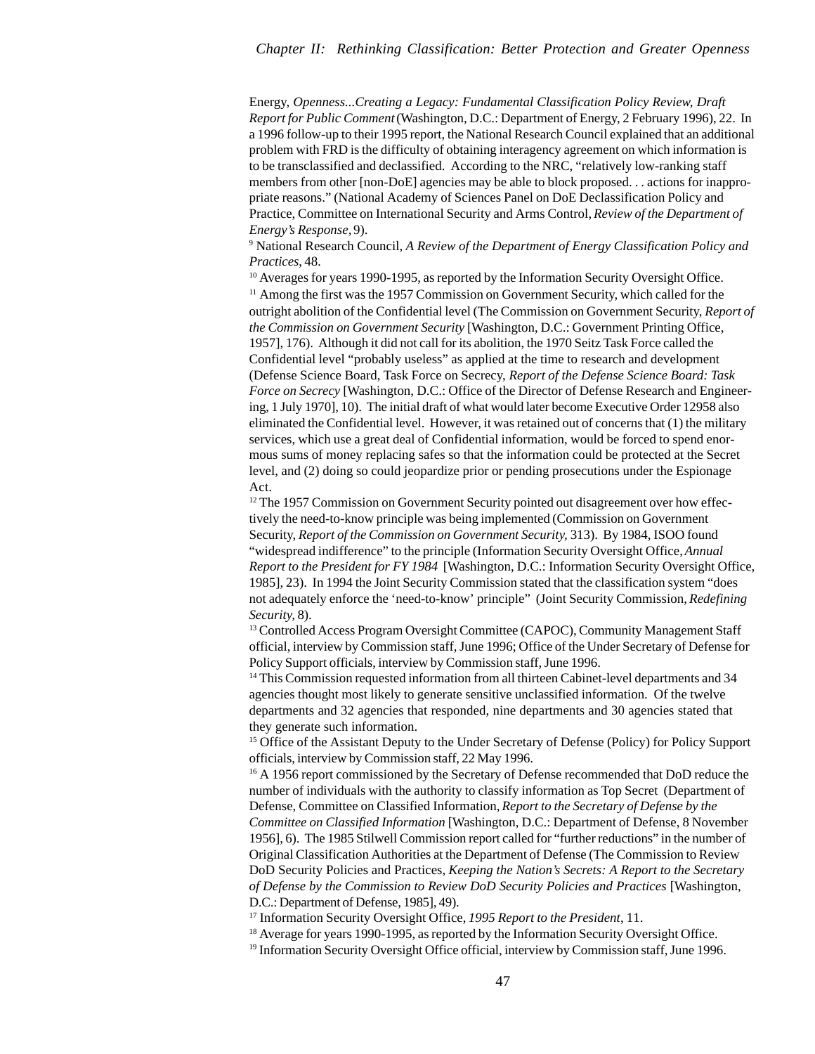Energy, *Openness...Creating a Legacy: Fundamental Classification Policy Review, Draft Report for Public Comment* (Washington, D.C.: Department of Energy, 2 February 1996), 22. In a 1996 follow-up to their 1995 report, the National Research Council explained that an additional problem with FRD is the difficulty of obtaining interagency agreement on which information is to be transclassified and declassified. According to the NRC, "relatively low-ranking staff members from other [non-DoE] agencies may be able to block proposed. . . actions for inappropriate reasons." (National Academy of Sciences Panel on DoE Declassification Policy and Practice, Committee on International Security and Arms Control, *Review of the Department of Energy's Response*, 9).

[9] National Research Council, *A Review of the Department of Energy Classification Policy and Practices*, 48.

[10] Averages for years 1990-1995, as reported by the Information Security Oversight Office.

[11] Among the first was the 1957 Commission on Government Security, which called for the outright abolition of the Confidential level (The Commission on Government Security, *Report of the Commission on Government Security* [Washington, D.C.: Government Printing Office, 1957], 176). Although it did not call for its abolition, the 1970 Seitz Task Force called the Confidential level "probably useless" as applied at the time to research and development (Defense Science Board, Task Force on Secrecy, *Report of the Defense Science Board: Task Force on Secrecy* [Washington, D.C.: Office of the Director of Defense Research and Engineering, 1 July 1970], 10). The initial draft of what would later become Executive Order 12958 also eliminated the Confidential level. However, it was retained out of concerns that (1) the military services, which use a great deal of Confidential information, would be forced to spend enormous sums of money replacing safes so that the information could be protected at the Secret level, and (2) doing so could jeopardize prior or pending prosecutions under the Espionage Act.

[12] The 1957 Commission on Government Security pointed out disagreement over how effectively the need-to-know principle was being implemented (Commission on Government Security, *Report of the Commission on Government Security,* 313). By 1984, ISOO found "widespread indifference" to the principle (Information Security Oversight Office, *Annual Report to the President for FY 1984* [Washington, D.C.: Information Security Oversight Office, 1985], 23). In 1994 the Joint Security Commission stated that the classification system "does not adequately enforce the 'need-to-know' principle" (Joint Security Commission, *Redefining Security*, 8).

[13] Controlled Access Program Oversight Committee (CAPOC), Community Management Staff official, interview by Commission staff, June 1996; Office of the Under Secretary of Defense for Policy Support officials, interview by Commission staff, June 1996.

[14] This Commission requested information from all thirteen Cabinet-level departments and 34 agencies thought most likely to generate sensitive unclassified information. Of the twelve departments and 32 agencies that responded, nine departments and 30 agencies stated that they generate such information.

[15] Office of the Assistant Deputy to the Under Secretary of Defense (Policy) for Policy Support officials, interview by Commission staff, 22 May 1996.

[16] A 1956 report commissioned by the Secretary of Defense recommended that DoD reduce the number of individuals with the authority to classify information as Top Secret (Department of Defense, Committee on Classified Information, *Report to the Secretary of Defense by the Committee on Classified Information* [Washington, D.C.: Department of Defense, 8 November 1956], 6). The 1985 Stilwell Commission report called for "further reductions" in the number of Original Classification Authorities at the Department of Defense (The Commission to Review DoD Security Policies and Practices, *Keeping the Nation's Secrets: A Report to the Secretary of Defense by the Commission to Review DoD Security Policies and Practices* [Washington, D.C.: Department of Defense, 1985], 49).

[17] Information Security Oversight Office, *1995 Report to the President*, 11.

[18] Average for years 1990-1995, as reported by the Information Security Oversight Office.

[19] Information Security Oversight Office official, interview by Commission staff, June 1996.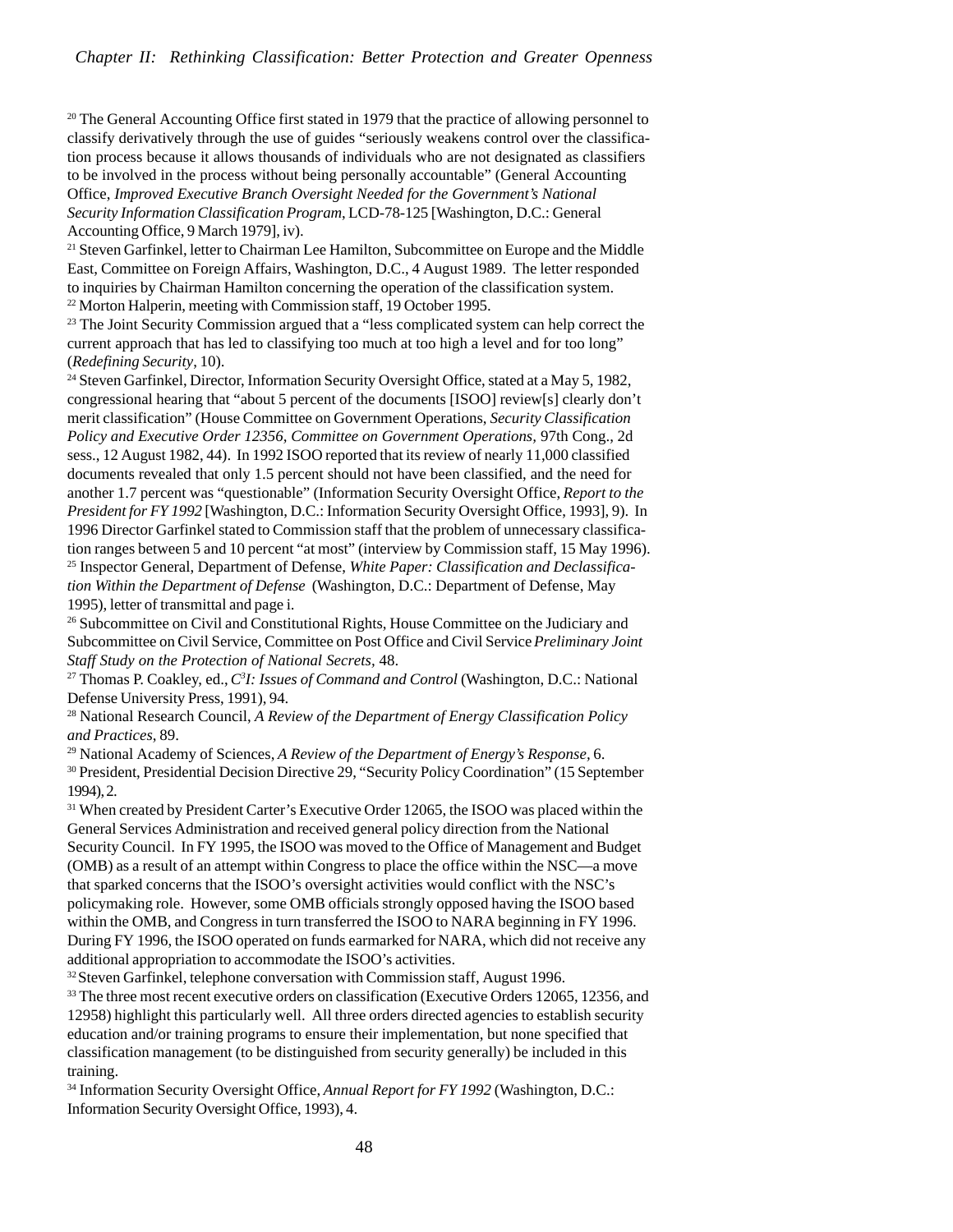[20] The General Accounting Office first stated in 1979 that the practice of allowing personnel to classify derivatively through the use of guides "seriously weakens control over the classification process because it allows thousands of individuals who are not designated as classifiers to be involved in the process without being personally accountable" (General Accounting Office, *Improved Executive Branch Oversight Needed for the Government's National Security Information Classification Program*, LCD-78-125 [Washington, D.C.: General Accounting Office, 9 March 1979], iv).

[21] Steven Garfinkel, letter to Chairman Lee Hamilton, Subcommittee on Europe and the Middle East, Committee on Foreign Affairs, Washington, D.C., 4 August 1989. The letter responded to inquiries by Chairman Hamilton concerning the operation of the classification system.

[22] Morton Halperin, meeting with Commission staff, 19 October 1995.

[23] The Joint Security Commission argued that a "less complicated system can help correct the current approach that has led to classifying too much at too high a level and for too long" (*Redefining Security*, 10).

[24] Steven Garfinkel, Director, Information Security Oversight Office, stated at a May 5, 1982, congressional hearing that "about 5 percent of the documents [ISOO] review[s] clearly don't merit classification" (House Committee on Government Operations, *Security Classification Policy and Executive Order 12356, Committee on Government Operations,* 97th Cong., 2d sess., 12 August 1982, 44). In 1992 ISOO reported that its review of nearly 11,000 classified documents revealed that only 1.5 percent should not have been classified, and the need for another 1.7 percent was "questionable" (Information Security Oversight Office, *Report to the President for FY 1992* [Washington, D.C.: Information Security Oversight Office, 1993], 9). In 1996 Director Garfinkel stated to Commission staff that the problem of unnecessary classification ranges between 5 and 10 percent "at most" (interview by Commission staff, 15 May 1996).

[25] Inspector General, Department of Defense, *White Paper: Classification and Declassification Within the Department of Defense* (Washington, D.C.: Department of Defense, May 1995), letter of transmittal and page i.

[26] Subcommittee on Civil and Constitutional Rights, House Committee on the Judiciary and Subcommittee on Civil Service, Committee on Post Office and Civil Service *Preliminary Joint Staff Study on the Protection of National Secrets,* 48.

[27] Thomas P. Coakley, ed., *C³I: Issues of Command and Control* (Washington, D.C.: National Defense University Press, 1991), 94.

[28] National Research Council, *A Review of the Department of Energy Classification Policy and Practices*, 89.

[29] National Academy of Sciences, *A Review of the Department of Energy's Response*, 6.

[30] President, Presidential Decision Directive 29, "Security Policy Coordination" (15 September 1994), 2.

[31] When created by President Carter's Executive Order 12065, the ISOO was placed within the General Services Administration and received general policy direction from the National Security Council. In FY 1995, the ISOO was moved to the Office of Management and Budget (OMB) as a result of an attempt within Congress to place the office within the NSC—a move that sparked concerns that the ISOO's oversight activities would conflict with the NSC's policymaking role. However, some OMB officials strongly opposed having the ISOO based within the OMB, and Congress in turn transferred the ISOO to NARA beginning in FY 1996. During FY 1996, the ISOO operated on funds earmarked for NARA, which did not receive any additional appropriation to accommodate the ISOO's activities.

[32] Steven Garfinkel, telephone conversation with Commission staff, August 1996.

[33] The three most recent executive orders on classification (Executive Orders 12065, 12356, and 12958) highlight this particularly well. All three orders directed agencies to establish security education and/or training programs to ensure their implementation, but none specified that classification management (to be distinguished from security generally) be included in this training.

[34] Information Security Oversight Office, *Annual Report for FY 1992* (Washington, D.C.: Information Security Oversight Office, 1993), 4.